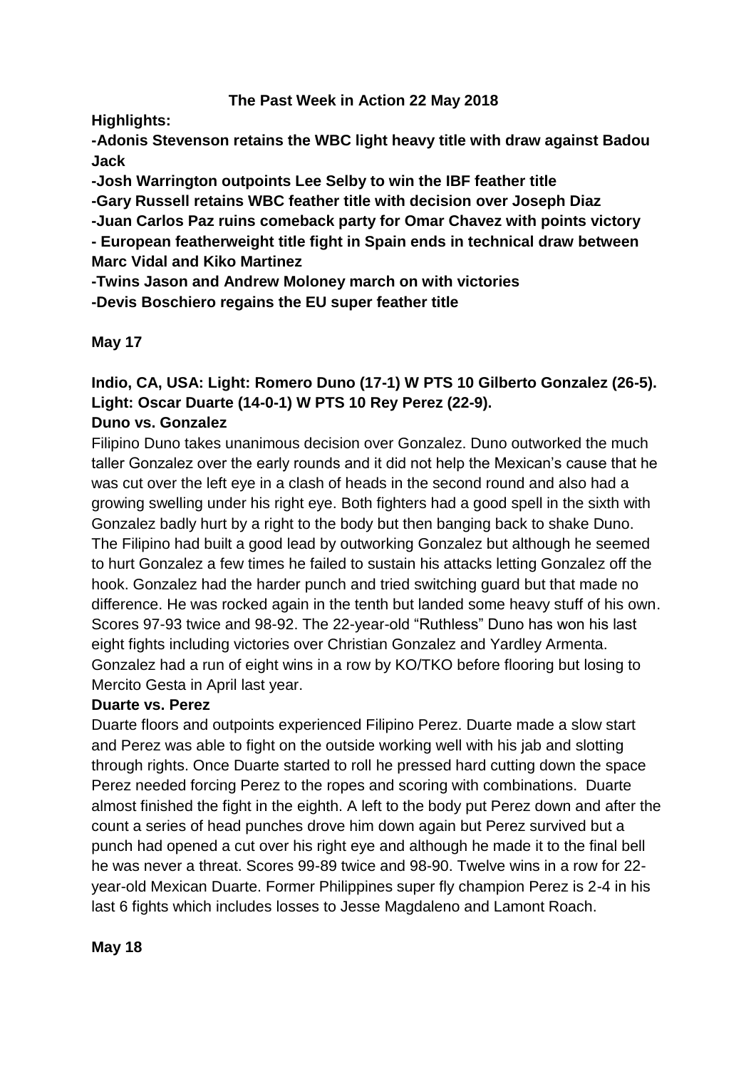# The Past Week in Action 22 May 2018

**Highlights:**

**-Adonis Stevenson retains the WBC light heavy title with draw against Badou Jack**

**-Josh Warrington outpoints Lee Selby to win the IBF feather title**

**-Gary Russell retains WBC feather title with decision over Joseph Diaz**

**-Juan Carlos Paz ruins comeback party for Omar Chavez with points victory**

**- European featherweight title fight in Spain ends in technical draw between Marc Vidal and Kiko Martinez**

**-Twins Jason and Andrew Moloney march on with victories**

**-Devis Boschiero regains the EU super feather title**

## May 17

**Indio, CA, USA: Light: Romero Duno (17-1) W PTS 10 Gilberto Gonzalez (26-5). Light: Oscar Duarte (14-0-1) W PTS 10 Rey Perez (22-9).**

### Duno vs. Gonzalez

Filipino Duno takes unanimous decision over Gonzalez. Duno outworked the much taller Gonzalez over the early rounds and it did not help the Mexican's cause that he was cut over the left eye in a clash of heads in the second round and also had a growing swelling under his right eye. Both fighters had a good spell in the sixth with Gonzalez badly hurt by a right to the body but then banging back to shake Duno. The Filipino had built a good lead by outworking Gonzalez but although he seemed to hurt Gonzalez a few times he failed to sustain his attacks letting Gonzalez off the hook. Gonzalez had the harder punch and tried switching guard but that made no difference. He was rocked again in the tenth but landed some heavy stuff of his own. Scores 97-93 twice and 98-92. The 22-year-old "Ruthless" Duno has won his last eight fights including victories over Christian Gonzalez and Yardley Armenta. Gonzalez had a run of eight wins in a row by KO/TKO before flooring but losing to Mercito Gesta in April last year.

### Duarte vs. Perez

Duarte floors and outpoints experienced Filipino Perez. Duarte made a slow start and Perez was able to fight on the outside working well with his jab and slotting through rights. Once Duarte started to roll he pressed hard cutting down the space Perez needed forcing Perez to the ropes and scoring with combinations. Duarte almost finished the fight in the eighth. A left to the body put Perez down and after the count a series of head punches drove him down again but Perez survived but a punch had opened a cut over his right eye and although he made it to the final bell he was never a threat. Scores 99-89 twice and 98-90. Twelve wins in a row for 22-year-old Mexican Duarte. Former Philippines super fly champion Perez is 2-4 in his last 6 fights which includes losses to Jesse Magdaleno and Lamont Roach.

## May 18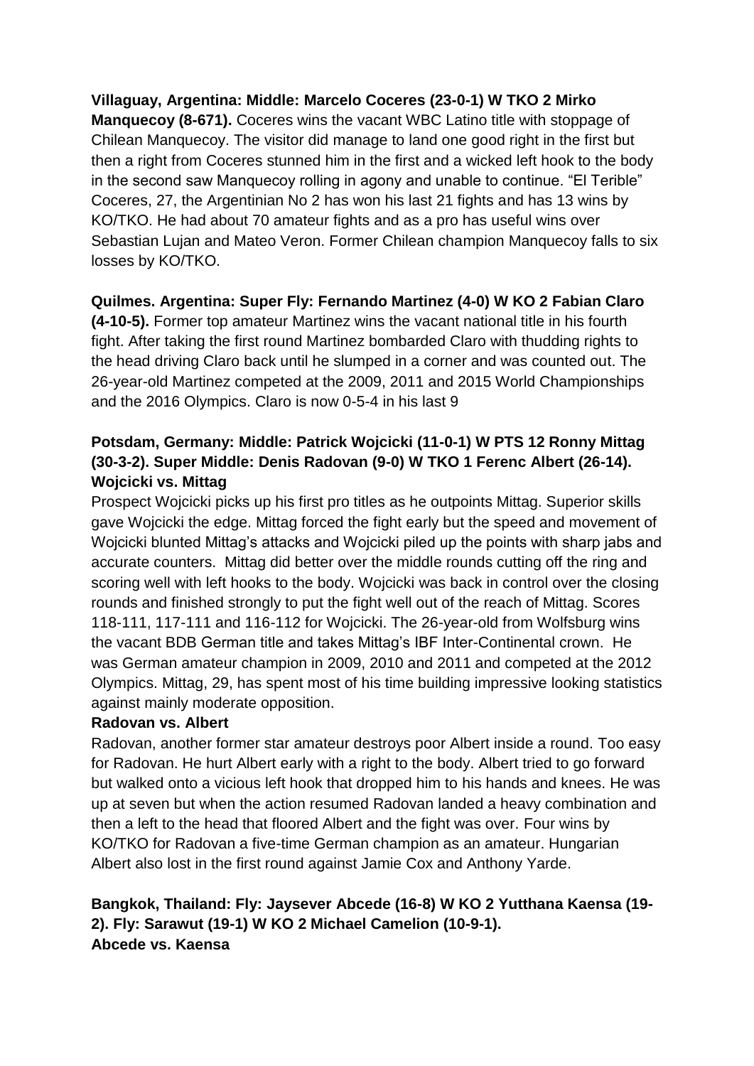**Villaguay, Argentina: Middle: Marcelo Coceres (23-0-1) W TKO 2 Mirko Manquecoy (8-671).** Coceres wins the vacant WBC Latino title with stoppage of Chilean Manquecoy. The visitor did manage to land one good right in the first but then a right from Coceres stunned him in the first and a wicked left hook to the body in the second saw Manquecoy rolling in agony and unable to continue. "El Terible" Coceres, 27, the Argentinian No 2 has won his last 21 fights and has 13 wins by KO/TKO. He had about 70 amateur fights and as a pro has useful wins over Sebastian Lujan and Mateo Veron. Former Chilean champion Manquecoy falls to six losses by KO/TKO.

**Quilmes. Argentina: Super Fly: Fernando Martinez (4-0) W KO 2 Fabian Claro (4-10-5).** Former top amateur Martinez wins the vacant national title in his fourth fight. After taking the first round Martinez bombarded Claro with thudding rights to the head driving Claro back until he slumped in a corner and was counted out. The 26-year-old Martinez competed at the 2009, 2011 and 2015 World Championships and the 2016 Olympics. Claro is now 0-5-4 in his last 9

**Potsdam, Germany: Middle: Patrick Wojcicki (11-0-1) W PTS 12 Ronny Mittag (30-3-2). Super Middle: Denis Radovan (9-0) W TKO 1 Ferenc Albert (26-14).**
**Wojcicki vs. Mittag**

Prospect Wojcicki picks up his first pro titles as he outpoints Mittag. Superior skills gave Wojcicki the edge. Mittag forced the fight early but the speed and movement of Wojcicki blunted Mittag's attacks and Wojcicki piled up the points with sharp jabs and accurate counters. Mittag did better over the middle rounds cutting off the ring and scoring well with left hooks to the body. Wojcicki was back in control over the closing rounds and finished strongly to put the fight well out of the reach of Mittag. Scores 118-111, 117-111 and 116-112 for Wojcicki. The 26-year-old from Wolfsburg wins the vacant BDB German title and takes Mittag's IBF Inter-Continental crown. He was German amateur champion in 2009, 2010 and 2011 and competed at the 2012 Olympics. Mittag, 29, has spent most of his time building impressive looking statistics against mainly moderate opposition.

**Radovan vs. Albert**

Radovan, another former star amateur destroys poor Albert inside a round. Too easy for Radovan. He hurt Albert early with a right to the body. Albert tried to go forward but walked onto a vicious left hook that dropped him to his hands and knees. He was up at seven but when the action resumed Radovan landed a heavy combination and then a left to the head that floored Albert and the fight was over. Four wins by KO/TKO for Radovan a five-time German champion as an amateur. Hungarian Albert also lost in the first round against Jamie Cox and Anthony Yarde.

**Bangkok, Thailand: Fly: Jaysever Abcede (16-8) W KO 2 Yutthana Kaensa (19-2). Fly: Sarawut (19-1) W KO 2 Michael Camelion (10-9-1).**
**Abcede vs. Kaensa**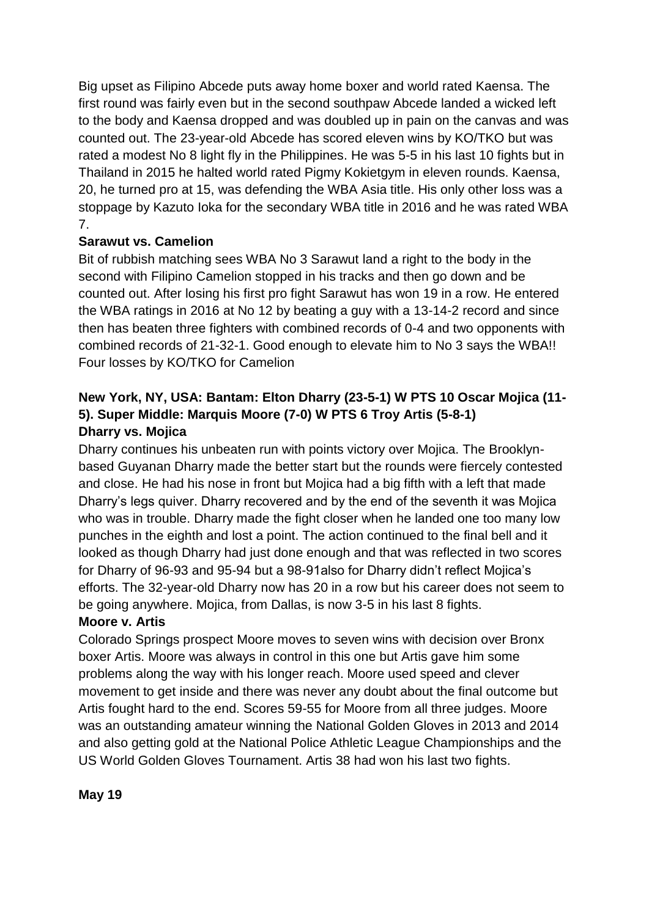Big upset as Filipino Abcede puts away home boxer and world rated Kaensa. The first round was fairly even but in the second southpaw Abcede landed a wicked left to the body and Kaensa dropped and was doubled up in pain on the canvas and was counted out. The 23-year-old Abcede has scored eleven wins by KO/TKO but was rated a modest No 8 light fly in the Philippines. He was 5-5 in his last 10 fights but in Thailand in 2015 he halted world rated Pigmy Kokietgym in eleven rounds. Kaensa, 20, he turned pro at 15, was defending the WBA Asia title. His only other loss was a stoppage by Kazuto Ioka for the secondary WBA title in 2016 and he was rated WBA 7.

**Sarawut vs. Camelion**

Bit of rubbish matching sees WBA No 3 Sarawut land a right to the body in the second with Filipino Camelion stopped in his tracks and then go down and be counted out. After losing his first pro fight Sarawut has won 19 in a row. He entered the WBA ratings in 2016 at No 12 by beating a guy with a 13-14-2 record and since then has beaten three fighters with combined records of 0-4 and two opponents with combined records of 21-32-1. Good enough to elevate him to No 3 says the WBA!! Four losses by KO/TKO for Camelion

**New York, NY, USA: Bantam: Elton Dharry (23-5-1) W PTS 10 Oscar Mojica (11-5). Super Middle: Marquis Moore (7-0) W PTS 6 Troy Artis (5-8-1)**

**Dharry vs. Mojica**

Dharry continues his unbeaten run with points victory over Mojica. The Brooklyn-based Guyanan Dharry made the better start but the rounds were fiercely contested and close. He had his nose in front but Mojica had a big fifth with a left that made Dharry's legs quiver. Dharry recovered and by the end of the seventh it was Mojica who was in trouble. Dharry made the fight closer when he landed one too many low punches in the eighth and lost a point. The action continued to the final bell and it looked as though Dharry had just done enough and that was reflected in two scores for Dharry of 96-93 and 95-94 but a 98-91also for Dharry didn't reflect Mojica's efforts. The 32-year-old Dharry now has 20 in a row but his career does not seem to be going anywhere. Mojica, from Dallas, is now 3-5 in his last 8 fights.

**Moore v. Artis**

Colorado Springs prospect Moore moves to seven wins with decision over Bronx boxer Artis. Moore was always in control in this one but Artis gave him some problems along the way with his longer reach. Moore used speed and clever movement to get inside and there was never any doubt about the final outcome but Artis fought hard to the end. Scores 59-55 for Moore from all three judges. Moore was an outstanding amateur winning the National Golden Gloves in 2013 and 2014 and also getting gold at the National Police Athletic League Championships and the US World Golden Gloves Tournament. Artis 38 had won his last two fights.

**May 19**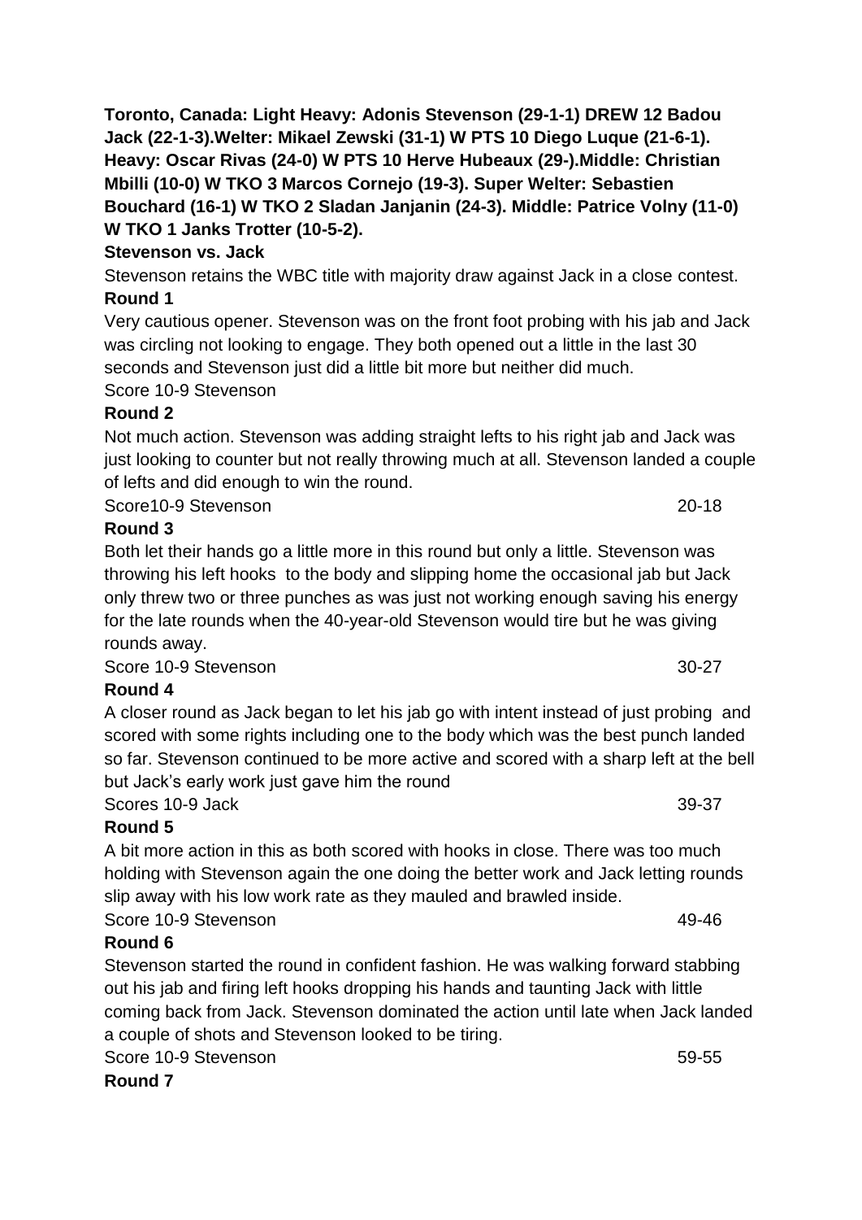**Toronto, Canada: Light Heavy: Adonis Stevenson (29-1-1) DREW 12 Badou Jack (22-1-3).Welter: Mikael Zewski (31-1) W PTS 10 Diego Luque (21-6-1). Heavy: Oscar Rivas (24-0) W PTS 10 Herve Hubeaux (29-).Middle: Christian Mbilli (10-0) W TKO 3 Marcos Cornejo (19-3). Super Welter: Sebastien Bouchard (16-1) W TKO 2 Sladan Janjanin (24-3). Middle: Patrice Volny (11-0) W TKO 1 Janks Trotter (10-5-2).**

**Stevenson vs. Jack**

Stevenson retains the WBC title with majority draw against Jack in a close contest.

**Round 1**

Very cautious opener. Stevenson was on the front foot probing with his jab and Jack was circling not looking to engage. They both opened out a little in the last 30 seconds and Stevenson just did a little bit more but neither did much.

Score 10-9 Stevenson

**Round 2**

Not much action. Stevenson was adding straight lefts to his right jab and Jack was just looking to counter but not really throwing much at all. Stevenson landed a couple of lefts and did enough to win the round.

Score10-9 Stevenson 20-18

**Round 3**

Both let their hands go a little more in this round but only a little. Stevenson was throwing his left hooks to the body and slipping home the occasional jab but Jack only threw two or three punches as was just not working enough saving his energy for the late rounds when the 40-year-old Stevenson would tire but he was giving rounds away.

Score 10-9 Stevenson 30-27

**Round 4**

A closer round as Jack began to let his jab go with intent instead of just probing and scored with some rights including one to the body which was the best punch landed so far. Stevenson continued to be more active and scored with a sharp left at the bell but Jack's early work just gave him the round

Scores 10-9 Jack 39-37

**Round 5**

A bit more action in this as both scored with hooks in close. There was too much holding with Stevenson again the one doing the better work and Jack letting rounds slip away with his low work rate as they mauled and brawled inside.

Score 10-9 Stevenson 49-46

**Round 6**

Stevenson started the round in confident fashion. He was walking forward stabbing out his jab and firing left hooks dropping his hands and taunting Jack with little coming back from Jack. Stevenson dominated the action until late when Jack landed a couple of shots and Stevenson looked to be tiring.

Score 10-9 Stevenson 59-55

**Round 7**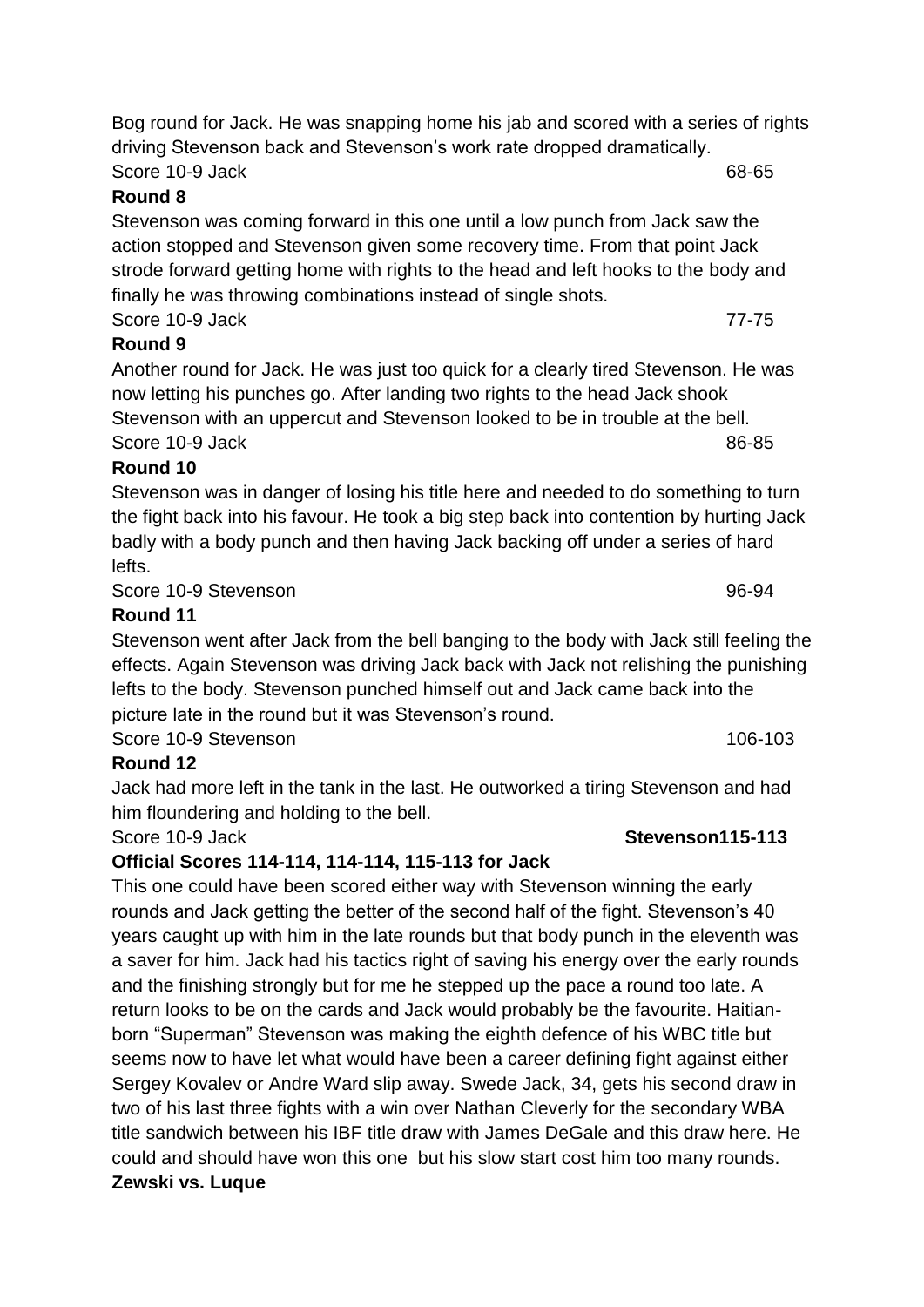Bog round for Jack. He was snapping home his jab and scored with a series of rights driving Stevenson back and Stevenson's work rate dropped dramatically.

Score 10-9 Jack 68-65

**Round 8**

Stevenson was coming forward in this one until a low punch from Jack saw the action stopped and Stevenson given some recovery time. From that point Jack strode forward getting home with rights to the head and left hooks to the body and finally he was throwing combinations instead of single shots.

Score 10-9 Jack 77-75

**Round 9**

Another round for Jack. He was just too quick for a clearly tired Stevenson. He was now letting his punches go. After landing two rights to the head Jack shook Stevenson with an uppercut and Stevenson looked to be in trouble at the bell.

Score 10-9 Jack 86-85

**Round 10**

Stevenson was in danger of losing his title here and needed to do something to turn the fight back into his favour. He took a big step back into contention by hurting Jack badly with a body punch and then having Jack backing off under a series of hard lefts.

Score 10-9 Stevenson 96-94

**Round 11**

Stevenson went after Jack from the bell banging to the body with Jack still feeling the effects. Again Stevenson was driving Jack back with Jack not relishing the punishing lefts to the body. Stevenson punched himself out and Jack came back into the picture late in the round but it was Stevenson's round.

Score 10-9 Stevenson 106-103

**Round 12**

Jack had more left in the tank in the last. He outworked a tiring Stevenson and had him floundering and holding to the bell.

Score 10-9 Jack **Stevenson115-113**

**Official Scores 114-114, 114-114, 115-113 for Jack**

This one could have been scored either way with Stevenson winning the early rounds and Jack getting the better of the second half of the fight. Stevenson's 40 years caught up with him in the late rounds but that body punch in the eleventh was a saver for him. Jack had his tactics right of saving his energy over the early rounds and the finishing strongly but for me he stepped up the pace a round too late. A return looks to be on the cards and Jack would probably be the favourite. Haitian-born "Superman" Stevenson was making the eighth defence of his WBC title but seems now to have let what would have been a career defining fight against either Sergey Kovalev or Andre Ward slip away. Swede Jack, 34, gets his second draw in two of his last three fights with a win over Nathan Cleverly for the secondary WBA title sandwich between his IBF title draw with James DeGale and this draw here. He could and should have won this one but his slow start cost him too many rounds.

**Zewski vs. Luque**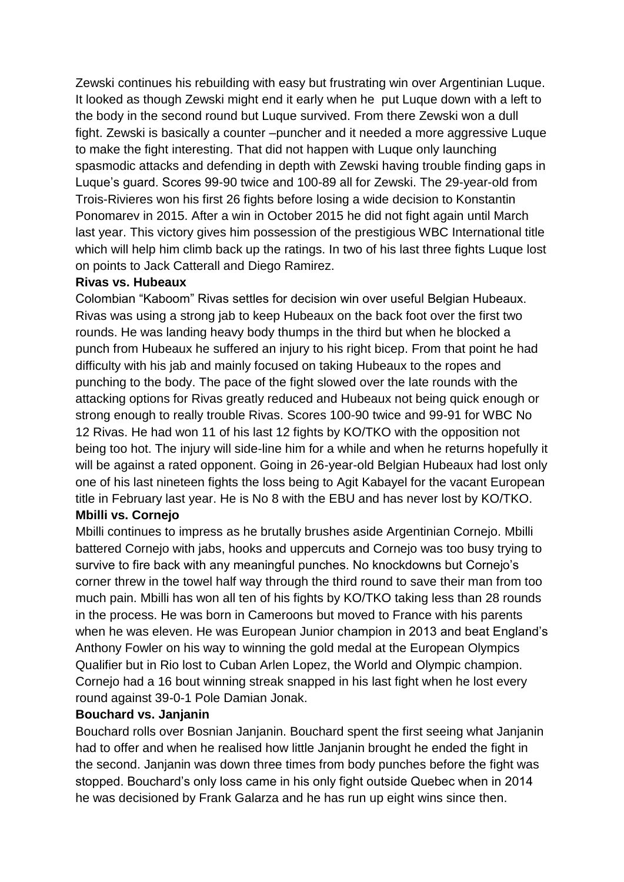Zewski continues his rebuilding with easy but frustrating win over Argentinian Luque. It looked as though Zewski might end it early when he put Luque down with a left to the body in the second round but Luque survived. From there Zewski won a dull fight. Zewski is basically a counter –puncher and it needed a more aggressive Luque to make the fight interesting. That did not happen with Luque only launching spasmodic attacks and defending in depth with Zewski having trouble finding gaps in Luque's guard. Scores 99-90 twice and 100-89 all for Zewski. The 29-year-old from Trois-Rivieres won his first 26 fights before losing a wide decision to Konstantin Ponomarev in 2015. After a win in October 2015 he did not fight again until March last year. This victory gives him possession of the prestigious WBC International title which will help him climb back up the ratings. In two of his last three fights Luque lost on points to Jack Catterall and Diego Ramirez.

**Rivas vs. Hubeaux**

Colombian "Kaboom" Rivas settles for decision win over useful Belgian Hubeaux. Rivas was using a strong jab to keep Hubeaux on the back foot over the first two rounds. He was landing heavy body thumps in the third but when he blocked a punch from Hubeaux he suffered an injury to his right bicep. From that point he had difficulty with his jab and mainly focused on taking Hubeaux to the ropes and punching to the body. The pace of the fight slowed over the late rounds with the attacking options for Rivas greatly reduced and Hubeaux not being quick enough or strong enough to really trouble Rivas. Scores 100-90 twice and 99-91 for WBC No 12 Rivas. He had won 11 of his last 12 fights by KO/TKO with the opposition not being too hot. The injury will side-line him for a while and when he returns hopefully it will be against a rated opponent. Going in 26-year-old Belgian Hubeaux had lost only one of his last nineteen fights the loss being to Agit Kabayel for the vacant European title in February last year. He is No 8 with the EBU and has never lost by KO/TKO.

**Mbilli vs. Cornejo**

Mbilli continues to impress as he brutally brushes aside Argentinian Cornejo. Mbilli battered Cornejo with jabs, hooks and uppercuts and Cornejo was too busy trying to survive to fire back with any meaningful punches. No knockdowns but Cornejo's corner threw in the towel half way through the third round to save their man from too much pain. Mbilli has won all ten of his fights by KO/TKO taking less than 28 rounds in the process. He was born in Cameroons but moved to France with his parents when he was eleven. He was European Junior champion in 2013 and beat England's Anthony Fowler on his way to winning the gold medal at the European Olympics Qualifier but in Rio lost to Cuban Arlen Lopez, the World and Olympic champion. Cornejo had a 16 bout winning streak snapped in his last fight when he lost every round against 39-0-1 Pole Damian Jonak.

**Bouchard vs. Janjanin**

Bouchard rolls over Bosnian Janjanin. Bouchard spent the first seeing what Janjanin had to offer and when he realised how little Janjanin brought he ended the fight in the second. Janjanin was down three times from body punches before the fight was stopped. Bouchard's only loss came in his only fight outside Quebec when in 2014 he was decisioned by Frank Galarza and he has run up eight wins since then.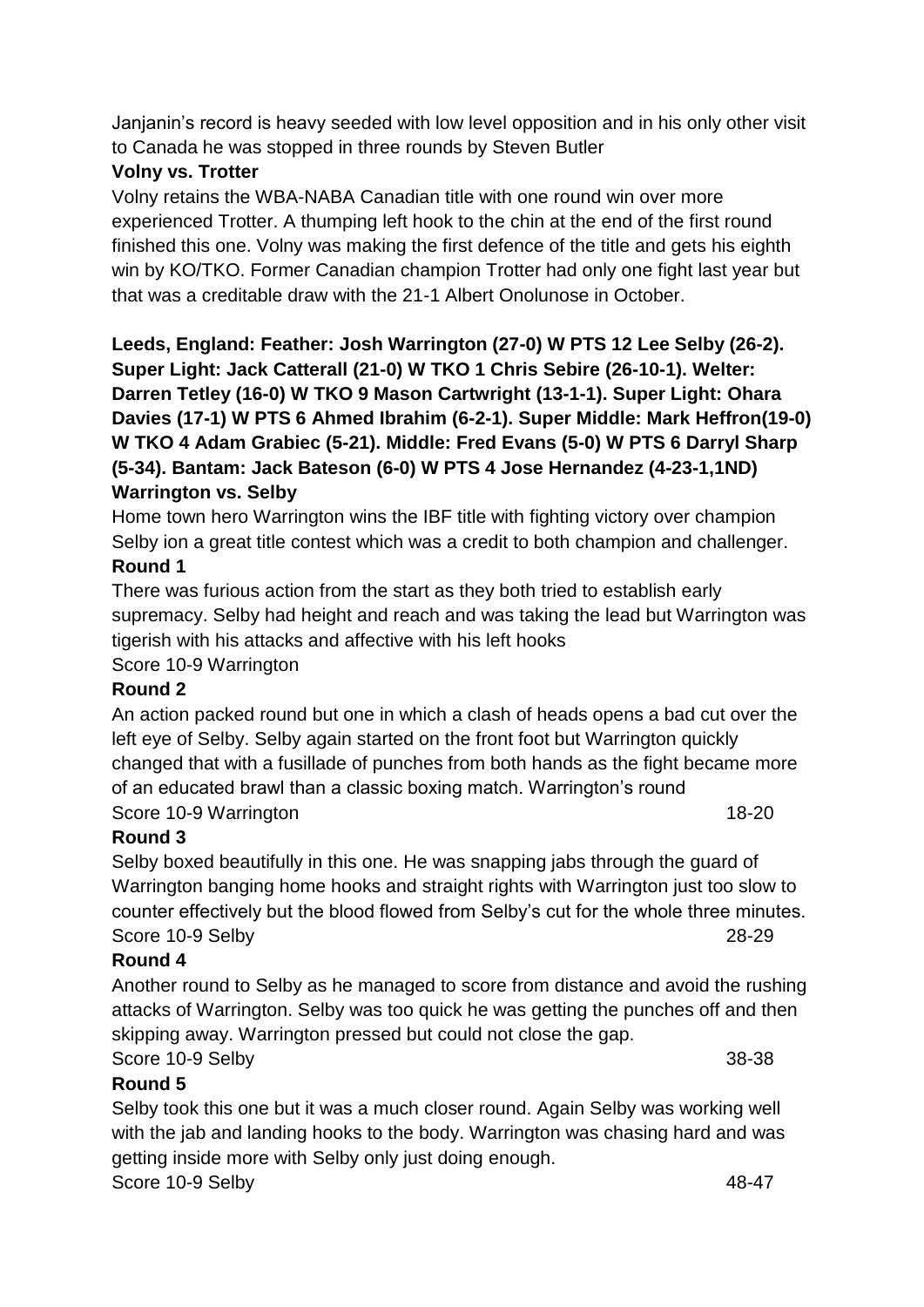Janjanin's record is heavy seeded with low level opposition and in his only other visit to Canada he was stopped in three rounds by Steven Butler

**Volny vs. Trotter**

Volny retains the WBA-NABA Canadian title with one round win over more experienced Trotter. A thumping left hook to the chin at the end of the first round finished this one. Volny was making the first defence of the title and gets his eighth win by KO/TKO. Former Canadian champion Trotter had only one fight last year but that was a creditable draw with the 21-1 Albert Onolunose in October.

**Leeds, England: Feather: Josh Warrington (27-0) W PTS 12 Lee Selby (26-2). Super Light: Jack Catterall (21-0) W TKO 1 Chris Sebire (26-10-1). Welter: Darren Tetley (16-0) W TKO 9 Mason Cartwright (13-1-1). Super Light: Ohara Davies (17-1) W PTS 6 Ahmed Ibrahim (6-2-1). Super Middle: Mark Heffron(19-0) W TKO 4 Adam Grabiec (5-21). Middle: Fred Evans (5-0) W PTS 6 Darryl Sharp (5-34). Bantam: Jack Bateson (6-0) W PTS 4 Jose Hernandez (4-23-1,1ND)**

**Warrington vs. Selby**

Home town hero Warrington wins the IBF title with fighting victory over champion Selby ion a great title contest which was a credit to both champion and challenger.

**Round 1**

There was furious action from the start as they both tried to establish early supremacy. Selby had height and reach and was taking the lead but Warrington was tigerish with his attacks and affective with his left hooks

Score 10-9 Warrington

**Round 2**

An action packed round but one in which a clash of heads opens a bad cut over the left eye of Selby. Selby again started on the front foot but Warrington quickly changed that with a fusillade of punches from both hands as the fight became more of an educated brawl than a classic boxing match. Warrington's round

Score 10-9 Warrington 18-20

**Round 3**

Selby boxed beautifully in this one. He was snapping jabs through the guard of Warrington banging home hooks and straight rights with Warrington just too slow to counter effectively but the blood flowed from Selby's cut for the whole three minutes.

Score 10-9 Selby 28-29

**Round 4**

Another round to Selby as he managed to score from distance and avoid the rushing attacks of Warrington. Selby was too quick he was getting the punches off and then skipping away. Warrington pressed but could not close the gap.

Score 10-9 Selby 38-38

**Round 5**

Selby took this one but it was a much closer round. Again Selby was working well with the jab and landing hooks to the body. Warrington was chasing hard and was getting inside more with Selby only just doing enough.

Score 10-9 Selby 48-47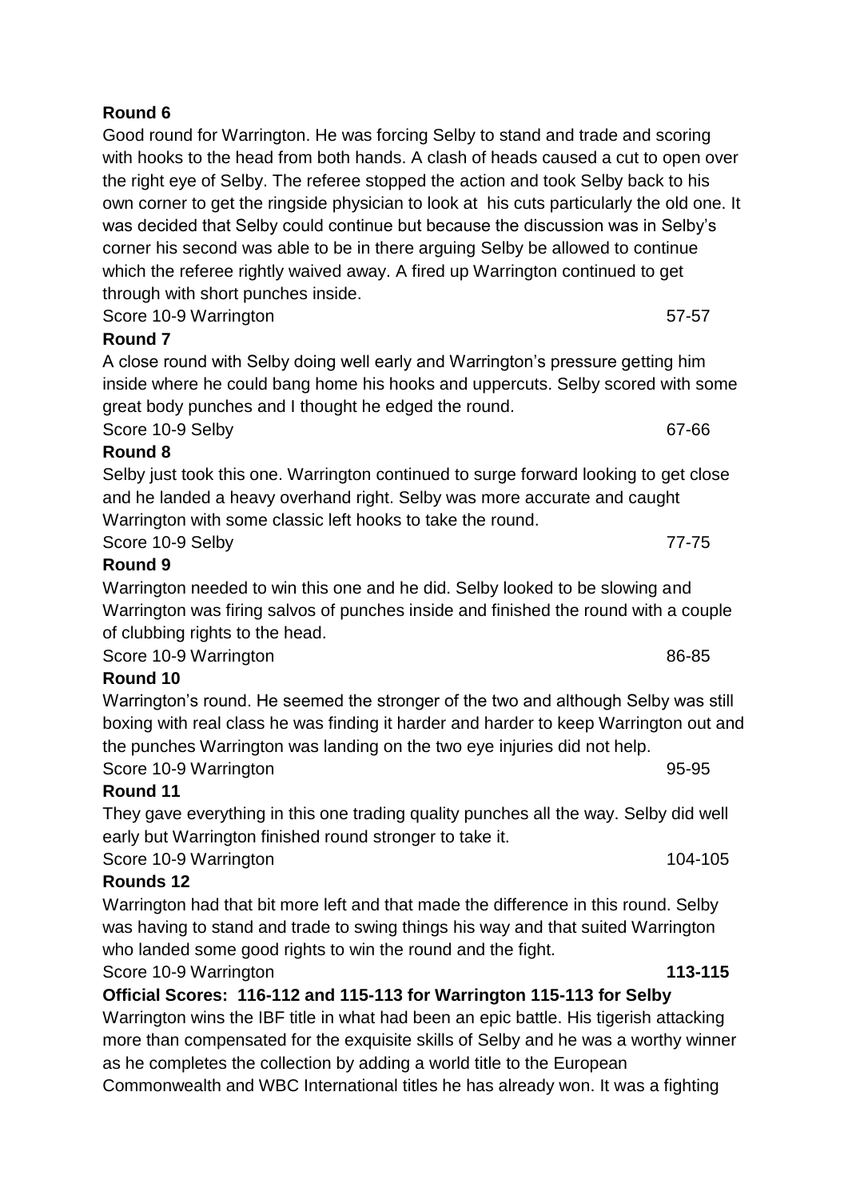**Round 6**

Good round for Warrington. He was forcing Selby to stand and trade and scoring with hooks to the head from both hands. A clash of heads caused a cut to open over the right eye of Selby. The referee stopped the action and took Selby back to his own corner to get the ringside physician to look at his cuts particularly the old one. It was decided that Selby could continue but because the discussion was in Selby's corner his second was able to be in there arguing Selby be allowed to continue which the referee rightly waived away. A fired up Warrington continued to get through with short punches inside.

Score 10-9 Warrington 57-57

**Round 7**

A close round with Selby doing well early and Warrington's pressure getting him inside where he could bang home his hooks and uppercuts. Selby scored with some great body punches and I thought he edged the round.

Score 10-9 Selby 67-66

**Round 8**

Selby just took this one. Warrington continued to surge forward looking to get close and he landed a heavy overhand right. Selby was more accurate and caught Warrington with some classic left hooks to take the round.

Score 10-9 Selby 77-75

**Round 9**

Warrington needed to win this one and he did. Selby looked to be slowing and Warrington was firing salvos of punches inside and finished the round with a couple of clubbing rights to the head.

Score 10-9 Warrington 86-85

**Round 10**

Warrington's round. He seemed the stronger of the two and although Selby was still boxing with real class he was finding it harder and harder to keep Warrington out and the punches Warrington was landing on the two eye injuries did not help.

Score 10-9 Warrington 95-95

**Round 11**

They gave everything in this one trading quality punches all the way. Selby did well early but Warrington finished round stronger to take it.

Score 10-9 Warrington 104-105

**Rounds 12**

Warrington had that bit more left and that made the difference in this round. Selby was having to stand and trade to swing things his way and that suited Warrington who landed some good rights to win the round and the fight.

Score 10-9 Warrington **113-115**

**Official Scores: 116-112 and 115-113 for Warrington 115-113 for Selby**

Warrington wins the IBF title in what had been an epic battle. His tigerish attacking more than compensated for the exquisite skills of Selby and he was a worthy winner as he completes the collection by adding a world title to the European Commonwealth and WBC International titles he has already won. It was a fighting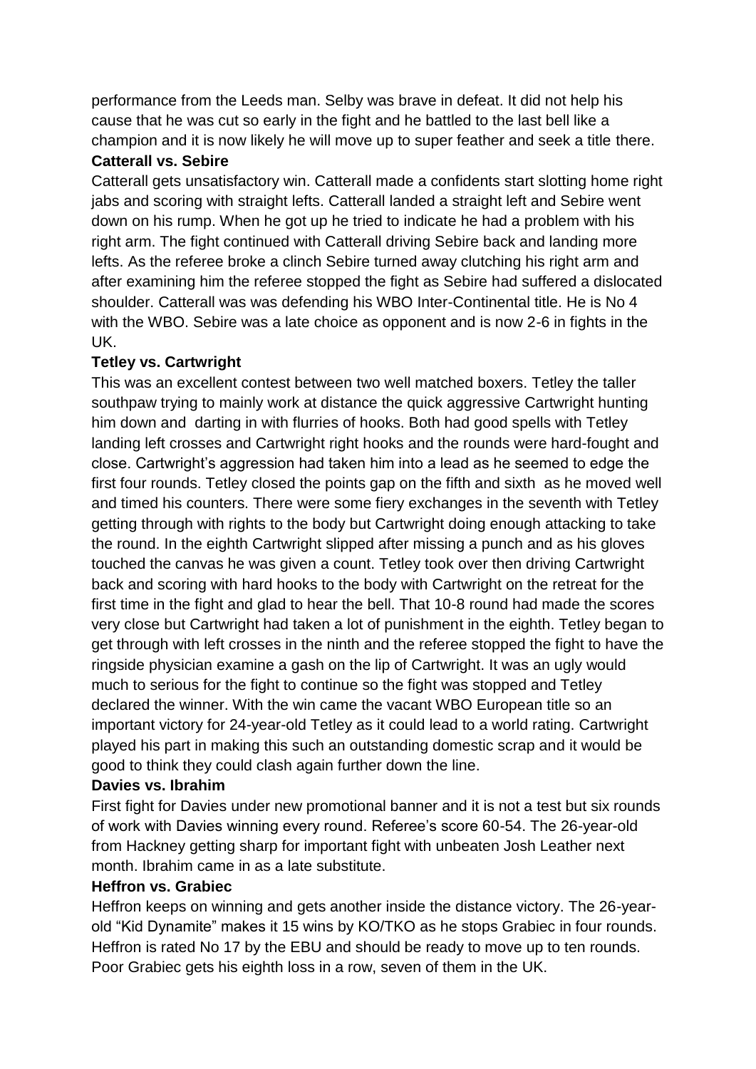performance from the Leeds man. Selby was brave in defeat. It did not help his cause that he was cut so early in the fight and he battled to the last bell like a champion and it is now likely he will move up to super feather and seek a title there.

**Catterall vs. Sebire**

Catterall gets unsatisfactory win. Catterall made a confidents start slotting home right jabs and scoring with straight lefts. Catterall landed a straight left and Sebire went down on his rump. When he got up he tried to indicate he had a problem with his right arm. The fight continued with Catterall driving Sebire back and landing more lefts. As the referee broke a clinch Sebire turned away clutching his right arm and after examining him the referee stopped the fight as Sebire had suffered a dislocated shoulder. Catterall was was defending his WBO Inter-Continental title. He is No 4 with the WBO. Sebire was a late choice as opponent and is now 2-6 in fights in the UK.

**Tetley vs. Cartwright**

This was an excellent contest between two well matched boxers. Tetley the taller southpaw trying to mainly work at distance the quick aggressive Cartwright hunting him down and darting in with flurries of hooks. Both had good spells with Tetley landing left crosses and Cartwright right hooks and the rounds were hard-fought and close. Cartwright's aggression had taken him into a lead as he seemed to edge the first four rounds. Tetley closed the points gap on the fifth and sixth as he moved well and timed his counters. There were some fiery exchanges in the seventh with Tetley getting through with rights to the body but Cartwright doing enough attacking to take the round. In the eighth Cartwright slipped after missing a punch and as his gloves touched the canvas he was given a count. Tetley took over then driving Cartwright back and scoring with hard hooks to the body with Cartwright on the retreat for the first time in the fight and glad to hear the bell. That 10-8 round had made the scores very close but Cartwright had taken a lot of punishment in the eighth. Tetley began to get through with left crosses in the ninth and the referee stopped the fight to have the ringside physician examine a gash on the lip of Cartwright. It was an ugly would much to serious for the fight to continue so the fight was stopped and Tetley declared the winner. With the win came the vacant WBO European title so an important victory for 24-year-old Tetley as it could lead to a world rating. Cartwright played his part in making this such an outstanding domestic scrap and it would be good to think they could clash again further down the line.

**Davies vs. Ibrahim**

First fight for Davies under new promotional banner and it is not a test but six rounds of work with Davies winning every round. Referee's score 60-54. The 26-year-old from Hackney getting sharp for important fight with unbeaten Josh Leather next month. Ibrahim came in as a late substitute.

**Heffron vs. Grabiec**

Heffron keeps on winning and gets another inside the distance victory. The 26-year-old "Kid Dynamite" makes it 15 wins by KO/TKO as he stops Grabiec in four rounds. Heffron is rated No 17 by the EBU and should be ready to move up to ten rounds. Poor Grabiec gets his eighth loss in a row, seven of them in the UK.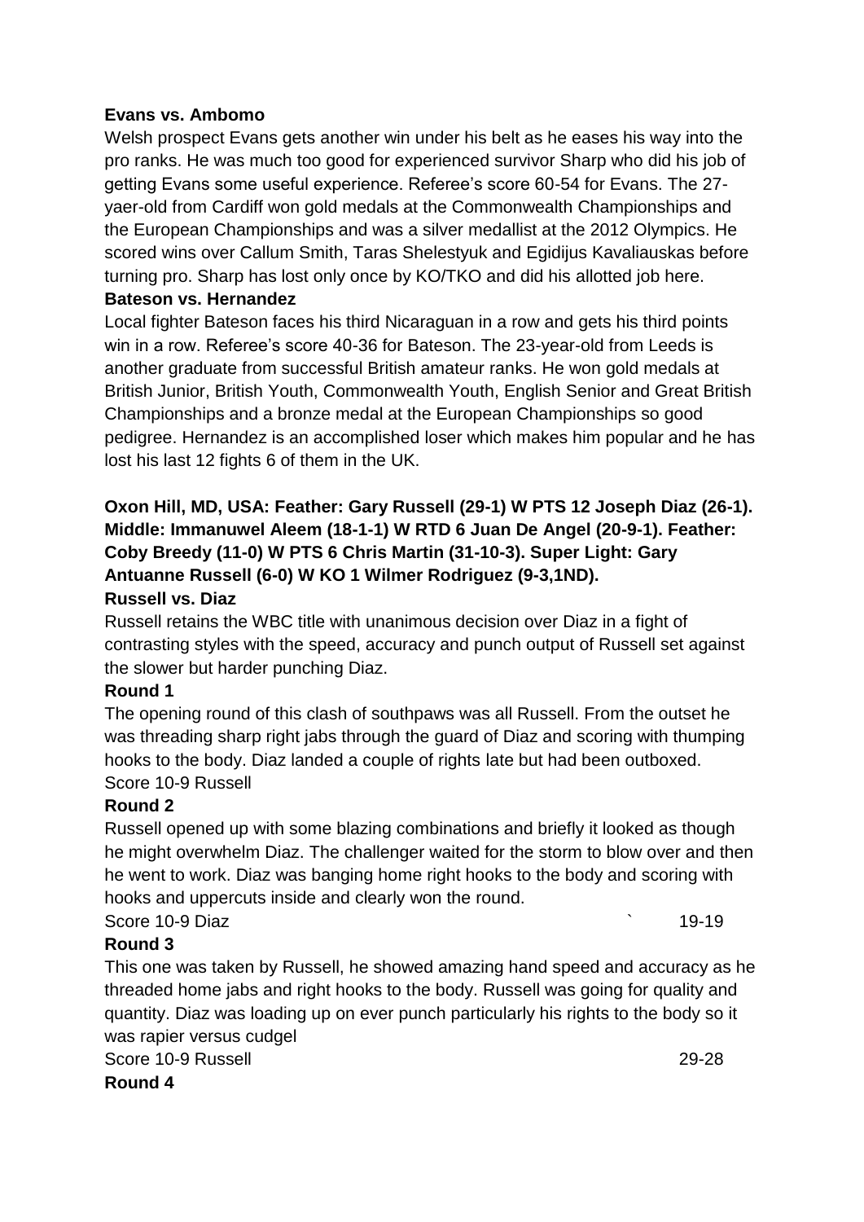**Evans vs. Ambomo**

Welsh prospect Evans gets another win under his belt as he eases his way into the pro ranks. He was much too good for experienced survivor Sharp who did his job of getting Evans some useful experience. Referee's score 60-54 for Evans. The 27-yaer-old from Cardiff won gold medals at the Commonwealth Championships and the European Championships and was a silver medallist at the 2012 Olympics. He scored wins over Callum Smith, Taras Shelestyuk and Egidijus Kavaliauskas before turning pro. Sharp has lost only once by KO/TKO and did his allotted job here.

**Bateson vs. Hernandez**

Local fighter Bateson faces his third Nicaraguan in a row and gets his third points win in a row. Referee's score 40-36 for Bateson. The 23-year-old from Leeds is another graduate from successful British amateur ranks. He won gold medals at British Junior, British Youth, Commonwealth Youth, English Senior and Great British Championships and a bronze medal at the European Championships so good pedigree. Hernandez is an accomplished loser which makes him popular and he has lost his last 12 fights 6 of them in the UK.

**Oxon Hill, MD, USA: Feather: Gary Russell (29-1) W PTS 12 Joseph Diaz (26-1). Middle: Immanuwel Aleem (18-1-1) W RTD 6 Juan De Angel (20-9-1). Feather: Coby Breedy (11-0) W PTS 6 Chris Martin (31-10-3). Super Light: Gary Antuanne Russell (6-0) W KO 1 Wilmer Rodriguez (9-3,1ND).**

**Russell vs. Diaz**

Russell retains the WBC title with unanimous decision over Diaz in a fight of contrasting styles with the speed, accuracy and punch output of Russell set against the slower but harder punching Diaz.

**Round 1**

The opening round of this clash of southpaws was all Russell. From the outset he was threading sharp right jabs through the guard of Diaz and scoring with thumping hooks to the body. Diaz landed a couple of rights late but had been outboxed.
Score 10-9 Russell

**Round 2**

Russell opened up with some blazing combinations and briefly it looked as though he might overwhelm Diaz. The challenger waited for the storm to blow over and then he went to work. Diaz was banging home right hooks to the body and scoring with hooks and uppercuts inside and clearly won the round.
Score 10-9 Diaz ` 19-19

**Round 3**

This one was taken by Russell, he showed amazing hand speed and accuracy as he threaded home jabs and right hooks to the body. Russell was going for quality and quantity. Diaz was loading up on ever punch particularly his rights to the body so it was rapier versus cudgel
Score 10-9 Russell 29-28

**Round 4**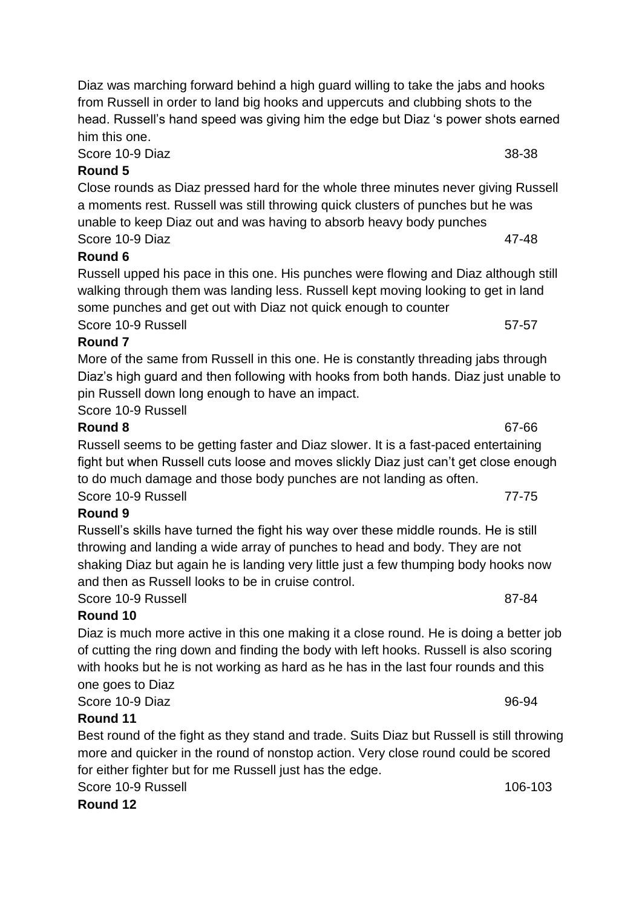Diaz was marching forward behind a high guard willing to take the jabs and hooks from Russell in order to land big hooks and uppercuts and clubbing shots to the head. Russell's hand speed was giving him the edge but Diaz 's power shots earned him this one.

Score 10-9 Diaz 38-38

**Round 5**

Close rounds as Diaz pressed hard for the whole three minutes never giving Russell a moments rest. Russell was still throwing quick clusters of punches but he was unable to keep Diaz out and was having to absorb heavy body punches

Score 10-9 Diaz 47-48

**Round 6**

Russell upped his pace in this one. His punches were flowing and Diaz although still walking through them was landing less. Russell kept moving looking to get in land some punches and get out with Diaz not quick enough to counter

Score 10-9 Russell 57-57

**Round 7**

More of the same from Russell in this one. He is constantly threading jabs through Diaz's high guard and then following with hooks from both hands. Diaz just unable to pin Russell down long enough to have an impact.

Score 10-9 Russell

**Round 8** 67-66

Russell seems to be getting faster and Diaz slower. It is a fast-paced entertaining fight but when Russell cuts loose and moves slickly Diaz just can't get close enough to do much damage and those body punches are not landing as often.

Score 10-9 Russell 77-75

**Round 9**

Russell's skills have turned the fight his way over these middle rounds. He is still throwing and landing a wide array of punches to head and body. They are not shaking Diaz but again he is landing very little just a few thumping body hooks now and then as Russell looks to be in cruise control.

Score 10-9 Russell 87-84

**Round 10**

Diaz is much more active in this one making it a close round. He is doing a better job of cutting the ring down and finding the body with left hooks. Russell is also scoring with hooks but he is not working as hard as he has in the last four rounds and this one goes to Diaz

Score 10-9 Diaz 96-94

**Round 11**

Best round of the fight as they stand and trade. Suits Diaz but Russell is still throwing more and quicker in the round of nonstop action. Very close round could be scored for either fighter but for me Russell just has the edge.

Score 10-9 Russell 106-103

**Round 12**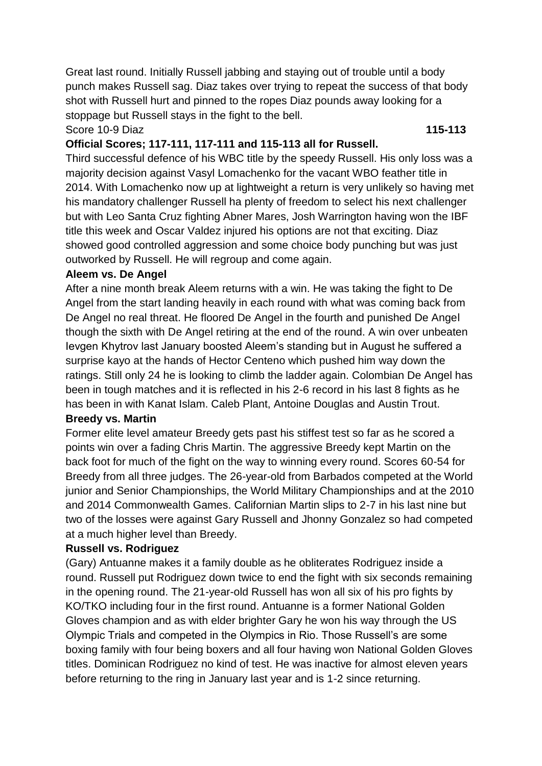Great last round. Initially Russell jabbing and staying out of trouble until a body punch makes Russell sag. Diaz takes over trying to repeat the success of that body shot with Russell hurt and pinned to the ropes Diaz pounds away looking for a stoppage but Russell stays in the fight to the bell.

Score 10-9 Diaz **115-113**

**Official Scores; 117-111, 117-111 and 115-113 all for Russell.**

Third successful defence of his WBC title by the speedy Russell. His only loss was a majority decision against Vasyl Lomachenko for the vacant WBO feather title in 2014. With Lomachenko now up at lightweight a return is very unlikely so having met his mandatory challenger Russell ha plenty of freedom to select his next challenger but with Leo Santa Cruz fighting Abner Mares, Josh Warrington having won the IBF title this week and Oscar Valdez injured his options are not that exciting. Diaz showed good controlled aggression and some choice body punching but was just outworked by Russell. He will regroup and come again.

**Aleem vs. De Angel**

After a nine month break Aleem returns with a win. He was taking the fight to De Angel from the start landing heavily in each round with what was coming back from De Angel no real threat. He floored De Angel in the fourth and punished De Angel though the sixth with De Angel retiring at the end of the round. A win over unbeaten Ievgen Khytrov last January boosted Aleem's standing but in August he suffered a surprise kayo at the hands of Hector Centeno which pushed him way down the ratings. Still only 24 he is looking to climb the ladder again. Colombian De Angel has been in tough matches and it is reflected in his 2-6 record in his last 8 fights as he has been in with Kanat Islam. Caleb Plant, Antoine Douglas and Austin Trout.

**Breedy vs. Martin**

Former elite level amateur Breedy gets past his stiffest test so far as he scored a points win over a fading Chris Martin. The aggressive Breedy kept Martin on the back foot for much of the fight on the way to winning every round. Scores 60-54 for Breedy from all three judges. The 26-year-old from Barbados competed at the World junior and Senior Championships, the World Military Championships and at the 2010 and 2014 Commonwealth Games. Californian Martin slips to 2-7 in his last nine but two of the losses were against Gary Russell and Jhonny Gonzalez so had competed at a much higher level than Breedy.

**Russell vs. Rodriguez**

(Gary) Antuanne makes it a family double as he obliterates Rodriguez inside a round. Russell put Rodriguez down twice to end the fight with six seconds remaining in the opening round. The 21-year-old Russell has won all six of his pro fights by KO/TKO including four in the first round. Antuanne is a former National Golden Gloves champion and as with elder brighter Gary he won his way through the US Olympic Trials and competed in the Olympics in Rio. Those Russell's are some boxing family with four being boxers and all four having won National Golden Gloves titles. Dominican Rodriguez no kind of test. He was inactive for almost eleven years before returning to the ring in January last year and is 1-2 since returning.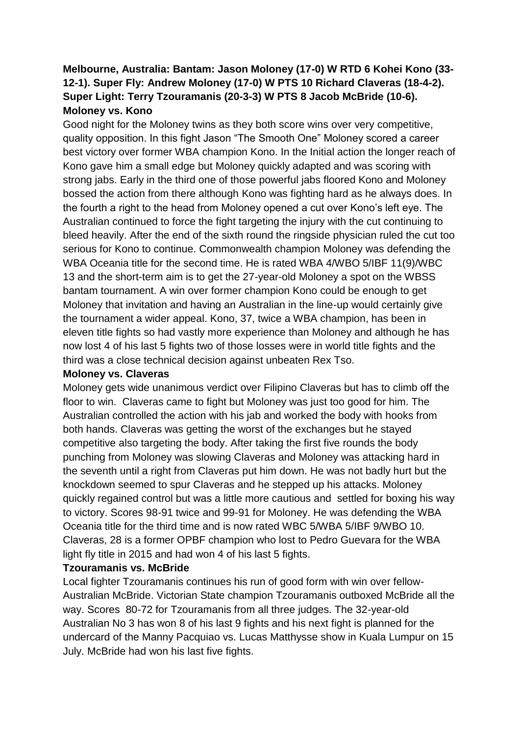**Melbourne, Australia: Bantam: Jason Moloney (17-0) W RTD 6 Kohei Kono (33-12-1). Super Fly: Andrew Moloney (17-0) W PTS 10 Richard Claveras (18-4-2). Super Light: Terry Tzouramanis (20-3-3) W PTS 8 Jacob McBride (10-6).**

**Moloney vs. Kono**

Good night for the Moloney twins as they both score wins over very competitive, quality opposition. In this fight Jason "The Smooth One" Moloney scored a career best victory over former WBA champion Kono. In the Initial action the longer reach of Kono gave him a small edge but Moloney quickly adapted and was scoring with strong jabs. Early in the third one of those powerful jabs floored Kono and Moloney bossed the action from there although Kono was fighting hard as he always does. In the fourth a right to the head from Moloney opened a cut over Kono's left eye. The Australian continued to force the fight targeting the injury with the cut continuing to bleed heavily. After the end of the sixth round the ringside physician ruled the cut too serious for Kono to continue. Commonwealth champion Moloney was defending the WBA Oceania title for the second time. He is rated WBA 4/WBO 5/IBF 11(9)/WBC 13 and the short-term aim is to get the 27-year-old Moloney a spot on the WBSS bantam tournament. A win over former champion Kono could be enough to get Moloney that invitation and having an Australian in the line-up would certainly give the tournament a wider appeal. Kono, 37, twice a WBA champion, has been in eleven title fights so had vastly more experience than Moloney and although he has now lost 4 of his last 5 fights two of those losses were in world title fights and the third was a close technical decision against unbeaten Rex Tso.

**Moloney vs. Claveras**

Moloney gets wide unanimous verdict over Filipino Claveras but has to climb off the floor to win. Claveras came to fight but Moloney was just too good for him. The Australian controlled the action with his jab and worked the body with hooks from both hands. Claveras was getting the worst of the exchanges but he stayed competitive also targeting the body. After taking the first five rounds the body punching from Moloney was slowing Claveras and Moloney was attacking hard in the seventh until a right from Claveras put him down. He was not badly hurt but the knockdown seemed to spur Claveras and he stepped up his attacks. Moloney quickly regained control but was a little more cautious and settled for boxing his way to victory. Scores 98-91 twice and 99-91 for Moloney. He was defending the WBA Oceania title for the third time and is now rated WBC 5/WBA 5/IBF 9/WBO 10. Claveras, 28 is a former OPBF champion who lost to Pedro Guevara for the WBA light fly title in 2015 and had won 4 of his last 5 fights.

**Tzouramanis vs. McBride**

Local fighter Tzouramanis continues his run of good form with win over fellow-Australian McBride. Victorian State champion Tzouramanis outboxed McBride all the way. Scores 80-72 for Tzouramanis from all three judges. The 32-year-old Australian No 3 has won 8 of his last 9 fights and his next fight is planned for the undercard of the Manny Pacquiao vs. Lucas Matthysse show in Kuala Lumpur on 15 July. McBride had won his last five fights.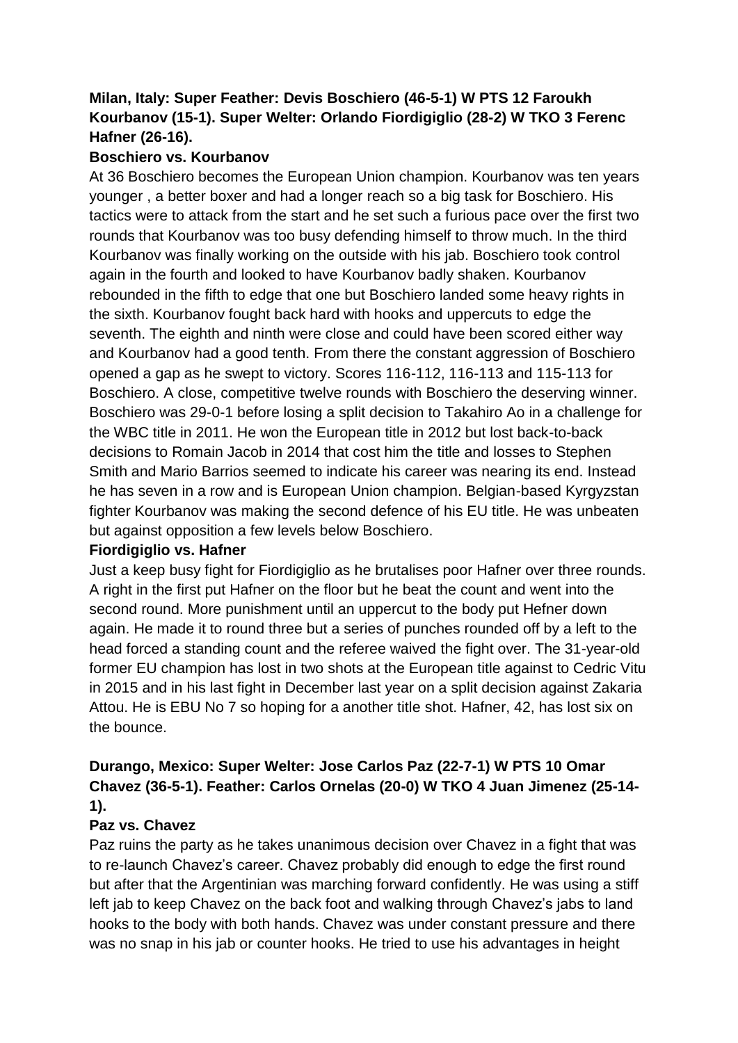**Milan, Italy: Super Feather: Devis Boschiero (46-5-1) W PTS 12 Faroukh Kourbanov (15-1). Super Welter: Orlando Fiordigiglio (28-2) W TKO 3 Ferenc Hafner (26-16).**

**Boschiero vs. Kourbanov**

At 36 Boschiero becomes the European Union champion. Kourbanov was ten years younger , a better boxer and had a longer reach so a big task for Boschiero. His tactics were to attack from the start and he set such a furious pace over the first two rounds that Kourbanov was too busy defending himself to throw much. In the third Kourbanov was finally working on the outside with his jab. Boschiero took control again in the fourth and looked to have Kourbanov badly shaken. Kourbanov rebounded in the fifth to edge that one but Boschiero landed some heavy rights in the sixth. Kourbanov fought back hard with hooks and uppercuts to edge the seventh. The eighth and ninth were close and could have been scored either way and Kourbanov had a good tenth. From there the constant aggression of Boschiero opened a gap as he swept to victory. Scores 116-112, 116-113 and 115-113 for Boschiero. A close, competitive twelve rounds with Boschiero the deserving winner. Boschiero was 29-0-1 before losing a split decision to Takahiro Ao in a challenge for the WBC title in 2011. He won the European title in 2012 but lost back-to-back decisions to Romain Jacob in 2014 that cost him the title and losses to Stephen Smith and Mario Barrios seemed to indicate his career was nearing its end. Instead he has seven in a row and is European Union champion. Belgian-based Kyrgyzstan fighter Kourbanov was making the second defence of his EU title. He was unbeaten but against opposition a few levels below Boschiero.

**Fiordigiglio vs. Hafner**

Just a keep busy fight for Fiordigiglio as he brutalises poor Hafner over three rounds. A right in the first put Hafner on the floor but he beat the count and went into the second round. More punishment until an uppercut to the body put Hefner down again. He made it to round three but a series of punches rounded off by a left to the head forced a standing count and the referee waived the fight over. The 31-year-old former EU champion has lost in two shots at the European title against to Cedric Vitu in 2015 and in his last fight in December last year on a split decision against Zakaria Attou. He is EBU No 7 so hoping for a another title shot. Hafner, 42, has lost six on the bounce.

**Durango, Mexico: Super Welter: Jose Carlos Paz (22-7-1) W PTS 10 Omar Chavez (36-5-1). Feather: Carlos Ornelas (20-0) W TKO 4 Juan Jimenez (25-14-1).**

**Paz vs. Chavez**

Paz ruins the party as he takes unanimous decision over Chavez in a fight that was to re-launch Chavez's career. Chavez probably did enough to edge the first round but after that the Argentinian was marching forward confidently. He was using a stiff left jab to keep Chavez on the back foot and walking through Chavez's jabs to land hooks to the body with both hands. Chavez was under constant pressure and there was no snap in his jab or counter hooks. He tried to use his advantages in height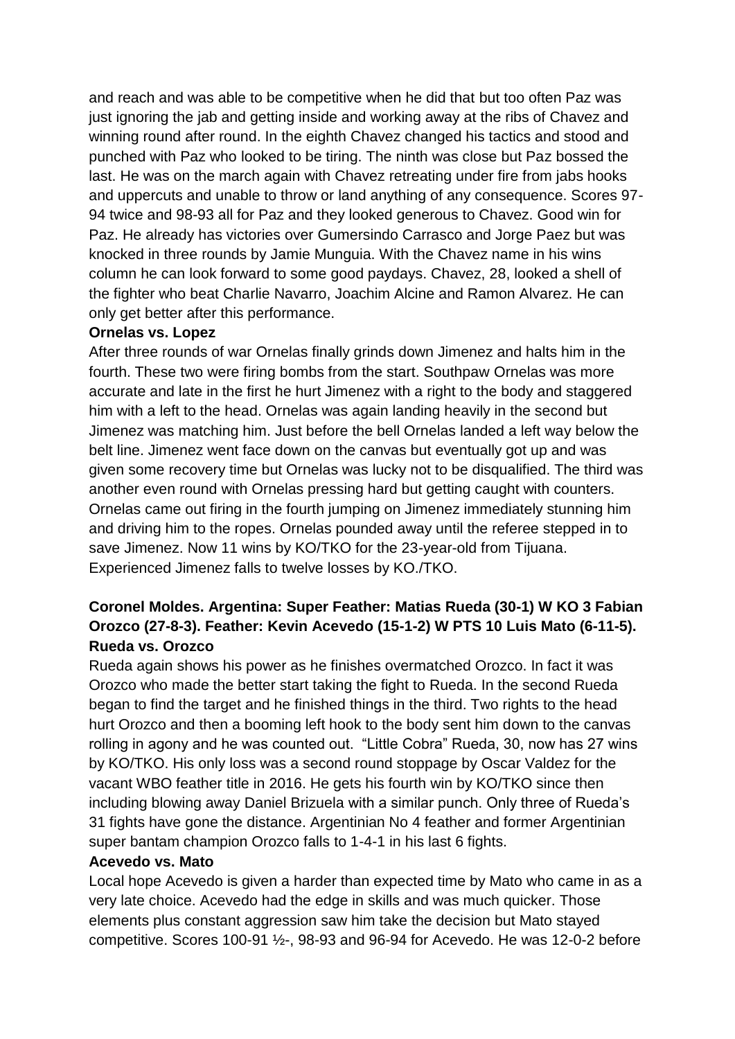and reach and was able to be competitive when he did that but too often Paz was just ignoring the jab and getting inside and working away at the ribs of Chavez and winning round after round. In the eighth Chavez changed his tactics and stood and punched with Paz who looked to be tiring. The ninth was close but Paz bossed the last. He was on the march again with Chavez retreating under fire from jabs hooks and uppercuts and unable to throw or land anything of any consequence. Scores 97-94 twice and 98-93 all for Paz and they looked generous to Chavez. Good win for Paz. He already has victories over Gumersindo Carrasco and Jorge Paez but was knocked in three rounds by Jamie Munguia. With the Chavez name in his wins column he can look forward to some good paydays. Chavez, 28, looked a shell of the fighter who beat Charlie Navarro, Joachim Alcine and Ramon Alvarez. He can only get better after this performance.

**Ornelas vs. Lopez**

After three rounds of war Ornelas finally grinds down Jimenez and halts him in the fourth. These two were firing bombs from the start. Southpaw Ornelas was more accurate and late in the first he hurt Jimenez with a right to the body and staggered him with a left to the head. Ornelas was again landing heavily in the second but Jimenez was matching him. Just before the bell Ornelas landed a left way below the belt line. Jimenez went face down on the canvas but eventually got up and was given some recovery time but Ornelas was lucky not to be disqualified. The third was another even round with Ornelas pressing hard but getting caught with counters. Ornelas came out firing in the fourth jumping on Jimenez immediately stunning him and driving him to the ropes. Ornelas pounded away until the referee stepped in to save Jimenez. Now 11 wins by KO/TKO for the 23-year-old from Tijuana. Experienced Jimenez falls to twelve losses by KO./TKO.

**Coronel Moldes. Argentina: Super Feather: Matias Rueda (30-1) W KO 3 Fabian Orozco (27-8-3). Feather: Kevin Acevedo (15-1-2) W PTS 10 Luis Mato (6-11-5).**

**Rueda vs. Orozco**

Rueda again shows his power as he finishes overmatched Orozco. In fact it was Orozco who made the better start taking the fight to Rueda. In the second Rueda began to find the target and he finished things in the third. Two rights to the head hurt Orozco and then a booming left hook to the body sent him down to the canvas rolling in agony and he was counted out. "Little Cobra" Rueda, 30, now has 27 wins by KO/TKO. His only loss was a second round stoppage by Oscar Valdez for the vacant WBO feather title in 2016. He gets his fourth win by KO/TKO since then including blowing away Daniel Brizuela with a similar punch. Only three of Rueda's 31 fights have gone the distance. Argentinian No 4 feather and former Argentinian super bantam champion Orozco falls to 1-4-1 in his last 6 fights.

**Acevedo vs. Mato**

Local hope Acevedo is given a harder than expected time by Mato who came in as a very late choice. Acevedo had the edge in skills and was much quicker. Those elements plus constant aggression saw him take the decision but Mato stayed competitive. Scores 100-91 ½-, 98-93 and 96-94 for Acevedo. He was 12-0-2 before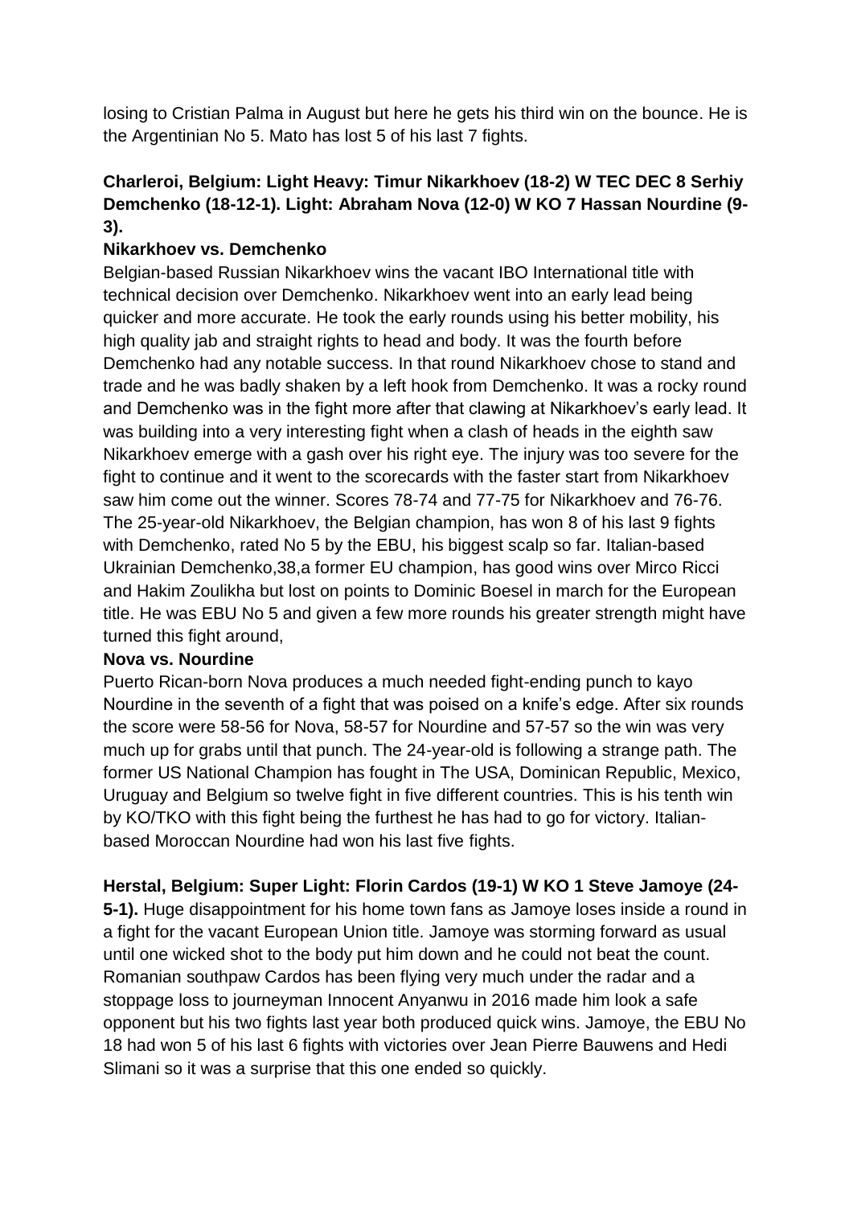losing to Cristian Palma in August but here he gets his third win on the bounce. He is the Argentinian No 5. Mato has lost 5 of his last 7 fights.

**Charleroi, Belgium: Light Heavy: Timur Nikarkhoev (18-2) W TEC DEC 8 Serhiy Demchenko (18-12-1). Light: Abraham Nova (12-0) W KO 7 Hassan Nourdine (9-3).**

**Nikarkhoev vs. Demchenko**

Belgian-based Russian Nikarkhoev wins the vacant IBO International title with technical decision over Demchenko. Nikarkhoev went into an early lead being quicker and more accurate. He took the early rounds using his better mobility, his high quality jab and straight rights to head and body. It was the fourth before Demchenko had any notable success. In that round Nikarkhoev chose to stand and trade and he was badly shaken by a left hook from Demchenko. It was a rocky round and Demchenko was in the fight more after that clawing at Nikarkhoev's early lead. It was building into a very interesting fight when a clash of heads in the eighth saw Nikarkhoev emerge with a gash over his right eye. The injury was too severe for the fight to continue and it went to the scorecards with the faster start from Nikarkhoev saw him come out the winner. Scores 78-74 and 77-75 for Nikarkhoev and 76-76. The 25-year-old Nikarkhoev, the Belgian champion, has won 8 of his last 9 fights with Demchenko, rated No 5 by the EBU, his biggest scalp so far. Italian-based Ukrainian Demchenko,38,a former EU champion, has good wins over Mirco Ricci and Hakim Zoulikha but lost on points to Dominic Boesel in march for the European title. He was EBU No 5 and given a few more rounds his greater strength might have turned this fight around,

**Nova vs. Nourdine**

Puerto Rican-born Nova produces a much needed fight-ending punch to kayo Nourdine in the seventh of a fight that was poised on a knife's edge. After six rounds the score were 58-56 for Nova, 58-57 for Nourdine and 57-57 so the win was very much up for grabs until that punch. The 24-year-old is following a strange path. The former US National Champion has fought in The USA, Dominican Republic, Mexico, Uruguay and Belgium so twelve fight in five different countries. This is his tenth win by KO/TKO with this fight being the furthest he has had to go for victory. Italian-based Moroccan Nourdine had won his last five fights.

**Herstal, Belgium: Super Light: Florin Cardos (19-1) W KO 1 Steve Jamoye (24-5-1).** Huge disappointment for his home town fans as Jamoye loses inside a round in a fight for the vacant European Union title. Jamoye was storming forward as usual until one wicked shot to the body put him down and he could not beat the count. Romanian southpaw Cardos has been flying very much under the radar and a stoppage loss to journeyman Innocent Anyanwu in 2016 made him look a safe opponent but his two fights last year both produced quick wins. Jamoye, the EBU No 18 had won 5 of his last 6 fights with victories over Jean Pierre Bauwens and Hedi Slimani so it was a surprise that this one ended so quickly.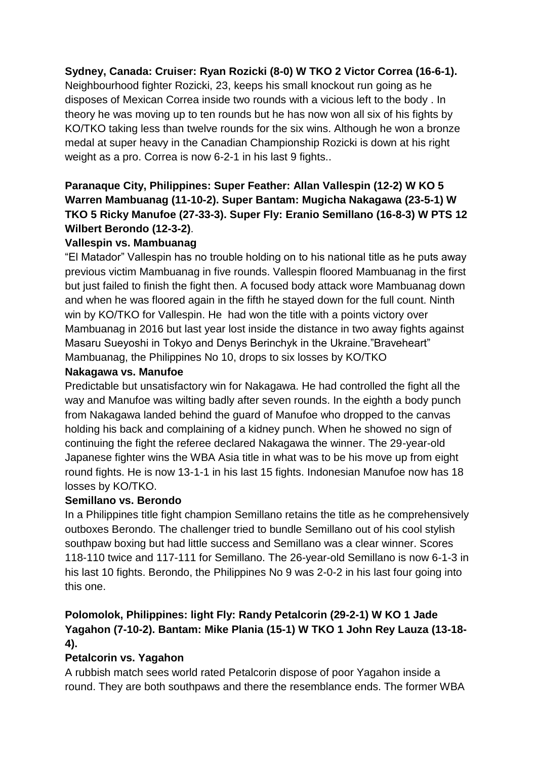**Sydney, Canada: Cruiser: Ryan Rozicki (8-0) W TKO 2 Victor Correa (16-6-1).**
Neighbourhood fighter Rozicki, 23, keeps his small knockout run going as he disposes of Mexican Correa inside two rounds with a vicious left to the body . In theory he was moving up to ten rounds but he has now won all six of his fights by KO/TKO taking less than twelve rounds for the six wins. Although he won a bronze medal at super heavy in the Canadian Championship Rozicki is down at his right weight as a pro. Correa is now 6-2-1 in his last 9 fights..

**Paranaque City, Philippines: Super Feather: Allan Vallespin (12-2) W KO 5 Warren Mambuanag (11-10-2). Super Bantam: Mugicha Nakagawa (23-5-1) W TKO 5 Ricky Manufoe (27-33-3). Super Fly: Eranio Semillano (16-8-3) W PTS 12 Wilbert Berondo (12-3-2)**.

**Vallespin vs. Mambuanag**

"El Matador" Vallespin has no trouble holding on to his national title as he puts away previous victim Mambuanag in five rounds. Vallespin floored Mambuanag in the first but just failed to finish the fight then. A focused body attack wore Mambuanag down and when he was floored again in the fifth he stayed down for the full count. Ninth win by KO/TKO for Vallespin. He had won the title with a points victory over Mambuanag in 2016 but last year lost inside the distance in two away fights against Masaru Sueyoshi in Tokyo and Denys Berinchyk in the Ukraine."Braveheart" Mambuanag, the Philippines No 10, drops to six losses by KO/TKO

**Nakagawa vs. Manufoe**

Predictable but unsatisfactory win for Nakagawa. He had controlled the fight all the way and Manufoe was wilting badly after seven rounds. In the eighth a body punch from Nakagawa landed behind the guard of Manufoe who dropped to the canvas holding his back and complaining of a kidney punch. When he showed no sign of continuing the fight the referee declared Nakagawa the winner. The 29-year-old Japanese fighter wins the WBA Asia title in what was to be his move up from eight round fights. He is now 13-1-1 in his last 15 fights. Indonesian Manufoe now has 18 losses by KO/TKO.

**Semillano vs. Berondo**

In a Philippines title fight champion Semillano retains the title as he comprehensively outboxes Berondo. The challenger tried to bundle Semillano out of his cool stylish southpaw boxing but had little success and Semillano was a clear winner. Scores 118-110 twice and 117-111 for Semillano. The 26-year-old Semillano is now 6-1-3 in his last 10 fights. Berondo, the Philippines No 9 was 2-0-2 in his last four going into this one.

**Polomolok, Philippines: light Fly: Randy Petalcorin (29-2-1) W KO 1 Jade Yagahon (7-10-2). Bantam: Mike Plania (15-1) W TKO 1 John Rey Lauza (13-18-4).**

**Petalcorin vs. Yagahon**

A rubbish match sees world rated Petalcorin dispose of poor Yagahon inside a round. They are both southpaws and there the resemblance ends. The former WBA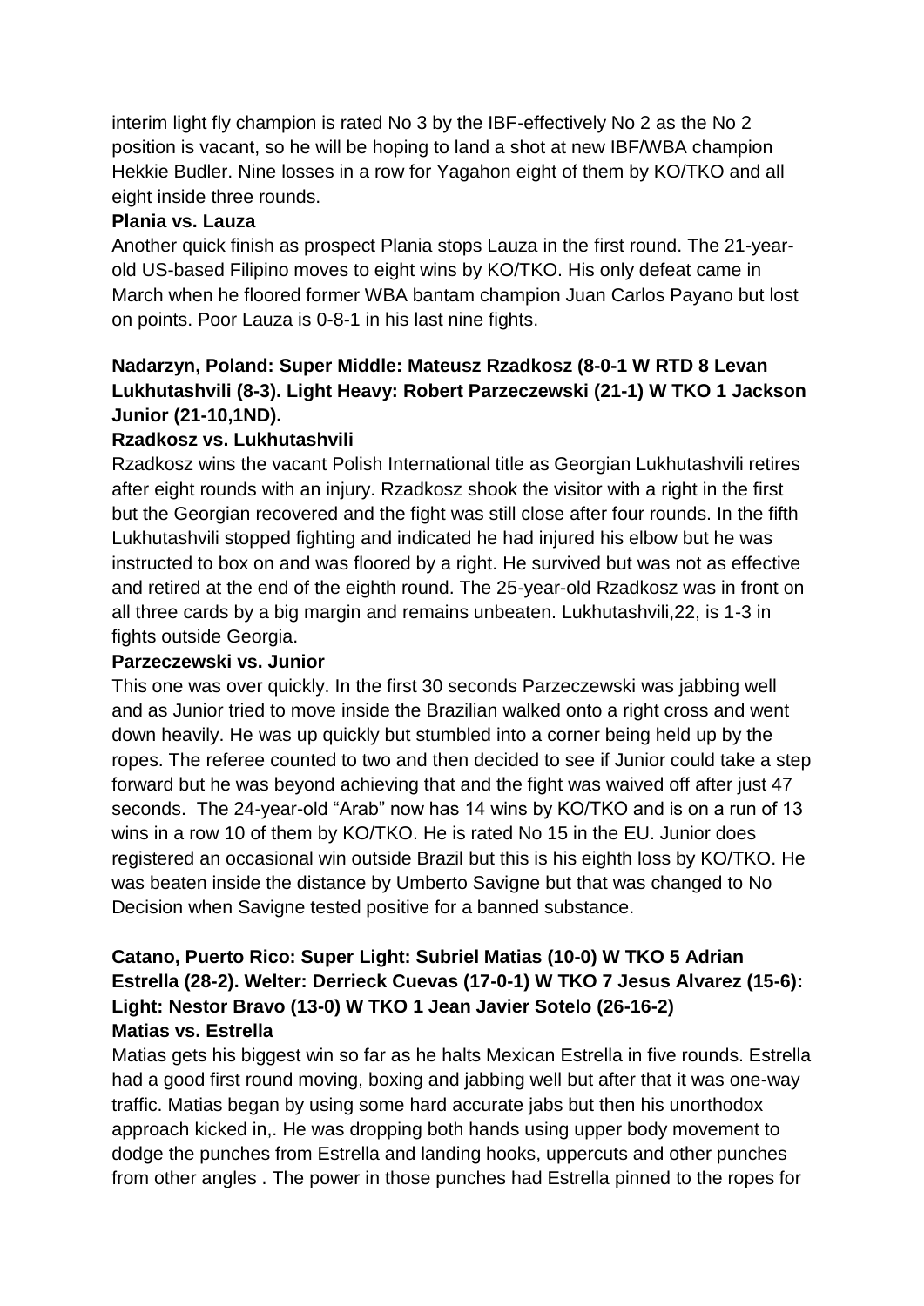interim light fly champion is rated No 3 by the IBF-effectively No 2 as the No 2 position is vacant, so he will be hoping to land a shot at new IBF/WBA champion Hekkie Budler. Nine losses in a row for Yagahon eight of them by KO/TKO and all eight inside three rounds.

**Plania vs. Lauza**

Another quick finish as prospect Plania stops Lauza in the first round. The 21-year-old US-based Filipino moves to eight wins by KO/TKO. His only defeat came in March when he floored former WBA bantam champion Juan Carlos Payano but lost on points. Poor Lauza is 0-8-1 in his last nine fights.

**Nadarzyn, Poland: Super Middle: Mateusz Rzadkosz (8-0-1 W RTD 8 Levan Lukhutashvili (8-3). Light Heavy: Robert Parzeczewski (21-1) W TKO 1 Jackson Junior (21-10,1ND).**

**Rzadkosz vs. Lukhutashvili**

Rzadkosz wins the vacant Polish International title as Georgian Lukhutashvili retires after eight rounds with an injury. Rzadkosz shook the visitor with a right in the first but the Georgian recovered and the fight was still close after four rounds. In the fifth Lukhutashvili stopped fighting and indicated he had injured his elbow but he was instructed to box on and was floored by a right. He survived but was not as effective and retired at the end of the eighth round. The 25-year-old Rzadkosz was in front on all three cards by a big margin and remains unbeaten. Lukhutashvili,22, is 1-3 in fights outside Georgia.

**Parzeczewski vs. Junior**

This one was over quickly. In the first 30 seconds Parzeczewski was jabbing well and as Junior tried to move inside the Brazilian walked onto a right cross and went down heavily. He was up quickly but stumbled into a corner being held up by the ropes. The referee counted to two and then decided to see if Junior could take a step forward but he was beyond achieving that and the fight was waived off after just 47 seconds. The 24-year-old "Arab" now has 14 wins by KO/TKO and is on a run of 13 wins in a row 10 of them by KO/TKO. He is rated No 15 in the EU. Junior does registered an occasional win outside Brazil but this is his eighth loss by KO/TKO. He was beaten inside the distance by Umberto Savigne but that was changed to No Decision when Savigne tested positive for a banned substance.

**Catano, Puerto Rico: Super Light: Subriel Matias (10-0) W TKO 5 Adrian Estrella (28-2). Welter: Derrieck Cuevas (17-0-1) W TKO 7 Jesus Alvarez (15-6): Light: Nestor Bravo (13-0) W TKO 1 Jean Javier Sotelo (26-16-2)**

**Matias vs. Estrella**

Matias gets his biggest win so far as he halts Mexican Estrella in five rounds. Estrella had a good first round moving, boxing and jabbing well but after that it was one-way traffic. Matias began by using some hard accurate jabs but then his unorthodox approach kicked in,. He was dropping both hands using upper body movement to dodge the punches from Estrella and landing hooks, uppercuts and other punches from other angles . The power in those punches had Estrella pinned to the ropes for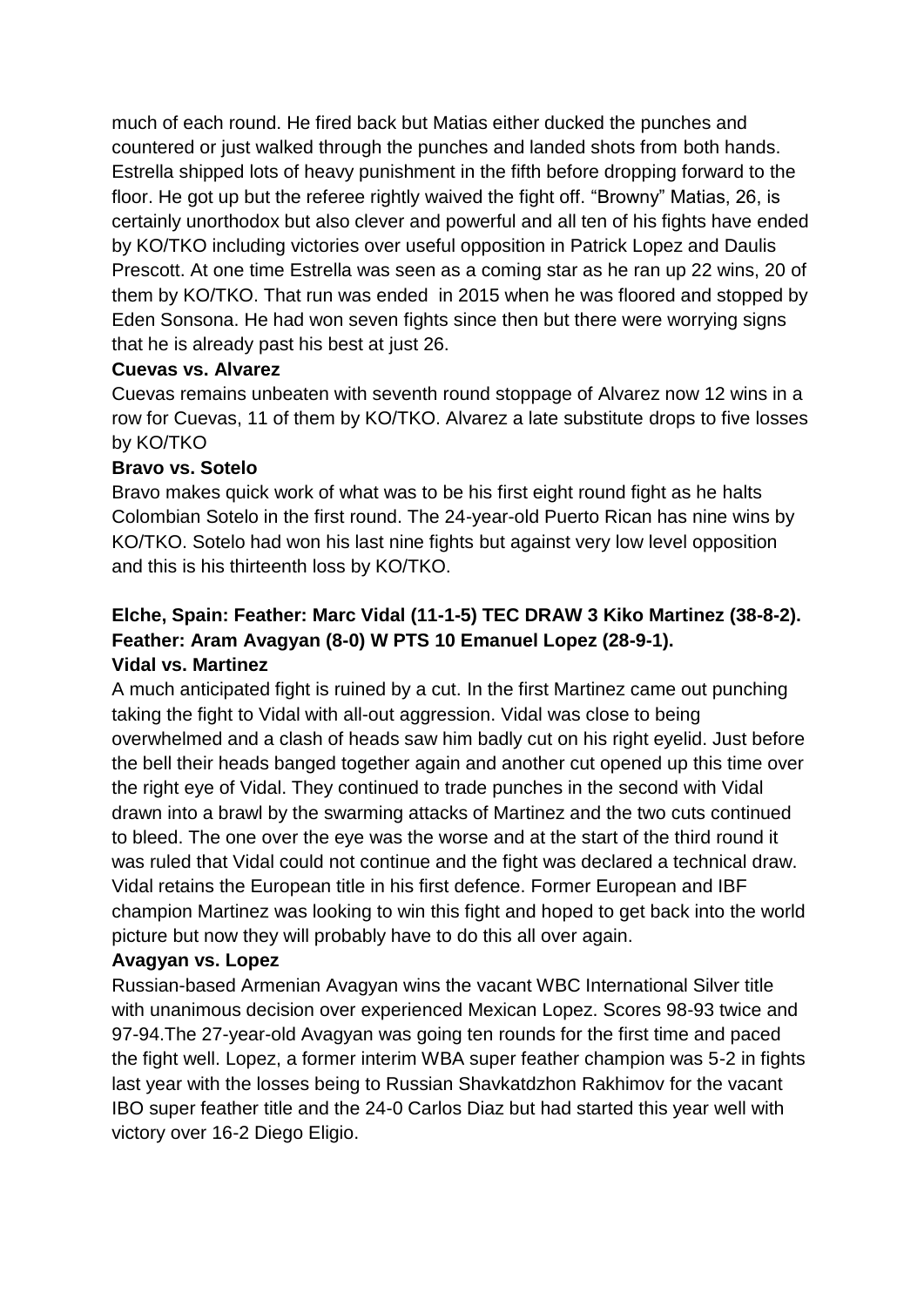much of each round. He fired back but Matias either ducked the punches and countered or just walked through the punches and landed shots from both hands. Estrella shipped lots of heavy punishment in the fifth before dropping forward to the floor. He got up but the referee rightly waived the fight off. "Browny" Matias, 26, is certainly unorthodox but also clever and powerful and all ten of his fights have ended by KO/TKO including victories over useful opposition in Patrick Lopez and Daulis Prescott. At one time Estrella was seen as a coming star as he ran up 22 wins, 20 of them by KO/TKO. That run was ended in 2015 when he was floored and stopped by Eden Sonsona. He had won seven fights since then but there were worrying signs that he is already past his best at just 26.

**Cuevas vs. Alvarez**

Cuevas remains unbeaten with seventh round stoppage of Alvarez now 12 wins in a row for Cuevas, 11 of them by KO/TKO. Alvarez a late substitute drops to five losses by KO/TKO

**Bravo vs. Sotelo**

Bravo makes quick work of what was to be his first eight round fight as he halts Colombian Sotelo in the first round. The 24-year-old Puerto Rican has nine wins by KO/TKO. Sotelo had won his last nine fights but against very low level opposition and this is his thirteenth loss by KO/TKO.

**Elche, Spain: Feather: Marc Vidal (11-1-5) TEC DRAW 3 Kiko Martinez (38-8-2).**
**Feather: Aram Avagyan (8-0) W PTS 10 Emanuel Lopez (28-9-1).**

**Vidal vs. Martinez**

A much anticipated fight is ruined by a cut. In the first Martinez came out punching taking the fight to Vidal with all-out aggression. Vidal was close to being overwhelmed and a clash of heads saw him badly cut on his right eyelid. Just before the bell their heads banged together again and another cut opened up this time over the right eye of Vidal. They continued to trade punches in the second with Vidal drawn into a brawl by the swarming attacks of Martinez and the two cuts continued to bleed. The one over the eye was the worse and at the start of the third round it was ruled that Vidal could not continue and the fight was declared a technical draw. Vidal retains the European title in his first defence. Former European and IBF champion Martinez was looking to win this fight and hoped to get back into the world picture but now they will probably have to do this all over again.

**Avagyan vs. Lopez**

Russian-based Armenian Avagyan wins the vacant WBC International Silver title with unanimous decision over experienced Mexican Lopez. Scores 98-93 twice and 97-94.The 27-year-old Avagyan was going ten rounds for the first time and paced the fight well. Lopez, a former interim WBA super feather champion was 5-2 in fights last year with the losses being to Russian Shavkatdzhon Rakhimov for the vacant IBO super feather title and the 24-0 Carlos Diaz but had started this year well with victory over 16-2 Diego Eligio.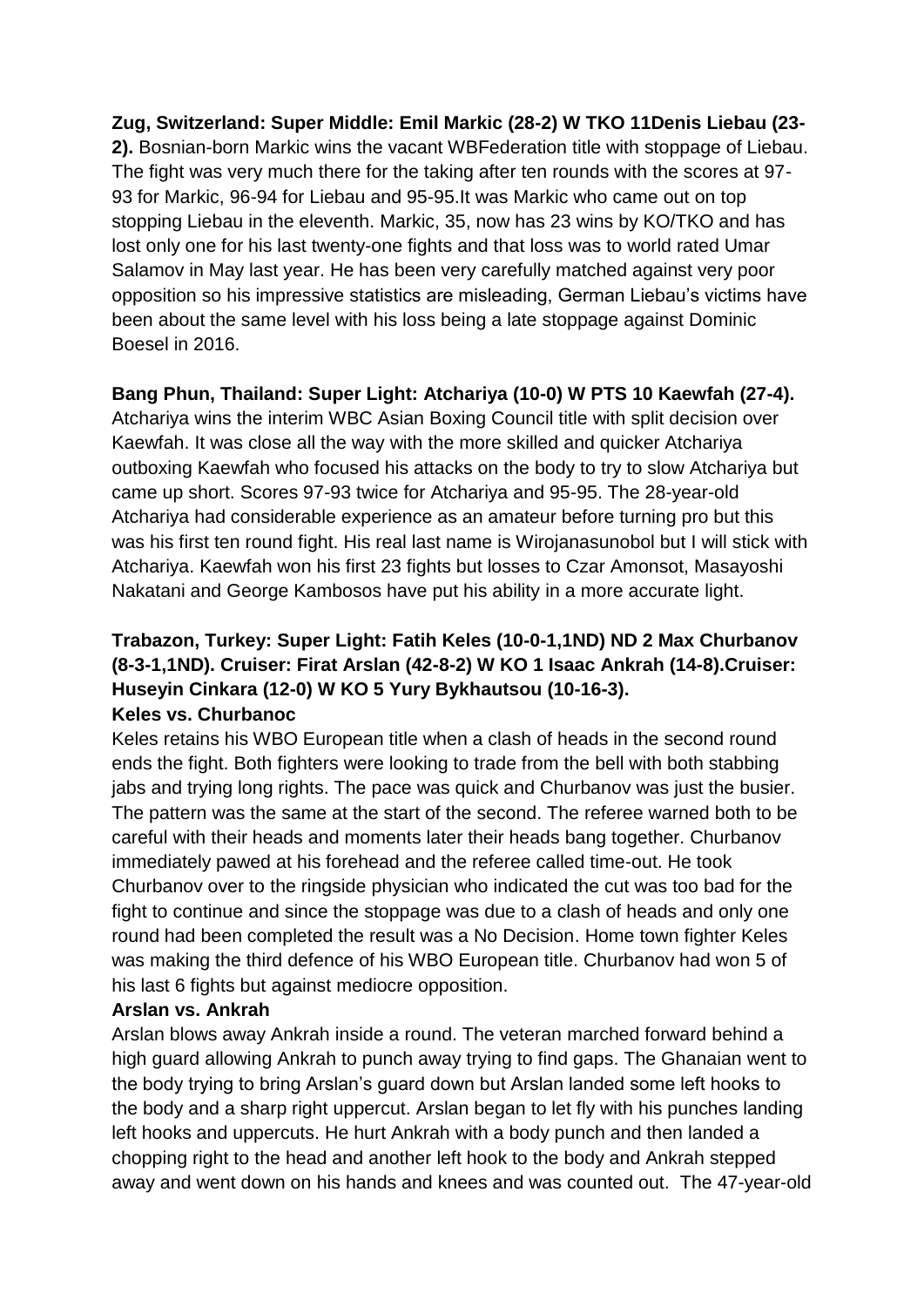**Zug, Switzerland: Super Middle: Emil Markic (28-2) W TKO 11Denis Liebau (23-2).** Bosnian-born Markic wins the vacant WBFederation title with stoppage of Liebau. The fight was very much there for the taking after ten rounds with the scores at 97-93 for Markic, 96-94 for Liebau and 95-95.It was Markic who came out on top stopping Liebau in the eleventh. Markic, 35, now has 23 wins by KO/TKO and has lost only one for his last twenty-one fights and that loss was to world rated Umar Salamov in May last year. He has been very carefully matched against very poor opposition so his impressive statistics are misleading, German Liebau's victims have been about the same level with his loss being a late stoppage against Dominic Boesel in 2016.

**Bang Phun, Thailand: Super Light: Atchariya (10-0) W PTS 10 Kaewfah (27-4).** Atchariya wins the interim WBC Asian Boxing Council title with split decision over Kaewfah. It was close all the way with the more skilled and quicker Atchariya outboxing Kaewfah who focused his attacks on the body to try to slow Atchariya but came up short. Scores 97-93 twice for Atchariya and 95-95. The 28-year-old Atchariya had considerable experience as an amateur before turning pro but this was his first ten round fight. His real last name is Wirojanasunobol but I will stick with Atchariya. Kaewfah won his first 23 fights but losses to Czar Amonsot, Masayoshi Nakatani and George Kambosos have put his ability in a more accurate light.

**Trabazon, Turkey: Super Light: Fatih Keles (10-0-1,1ND) ND 2 Max Churbanov (8-3-1,1ND). Cruiser: Firat Arslan (42-8-2) W KO 1 Isaac Ankrah (14-8).Cruiser: Huseyin Cinkara (12-0) W KO 5 Yury Bykhautsou (10-16-3).**

**Keles vs. Churbanoc**

Keles retains his WBO European title when a clash of heads in the second round ends the fight. Both fighters were looking to trade from the bell with both stabbing jabs and trying long rights. The pace was quick and Churbanov was just the busier. The pattern was the same at the start of the second. The referee warned both to be careful with their heads and moments later their heads bang together. Churbanov immediately pawed at his forehead and the referee called time-out. He took Churbanov over to the ringside physician who indicated the cut was too bad for the fight to continue and since the stoppage was due to a clash of heads and only one round had been completed the result was a No Decision. Home town fighter Keles was making the third defence of his WBO European title. Churbanov had won 5 of his last 6 fights but against mediocre opposition.

**Arslan vs. Ankrah**

Arslan blows away Ankrah inside a round. The veteran marched forward behind a high guard allowing Ankrah to punch away trying to find gaps. The Ghanaian went to the body trying to bring Arslan's guard down but Arslan landed some left hooks to the body and a sharp right uppercut. Arslan began to let fly with his punches landing left hooks and uppercuts. He hurt Ankrah with a body punch and then landed a chopping right to the head and another left hook to the body and Ankrah stepped away and went down on his hands and knees and was counted out. The 47-year-old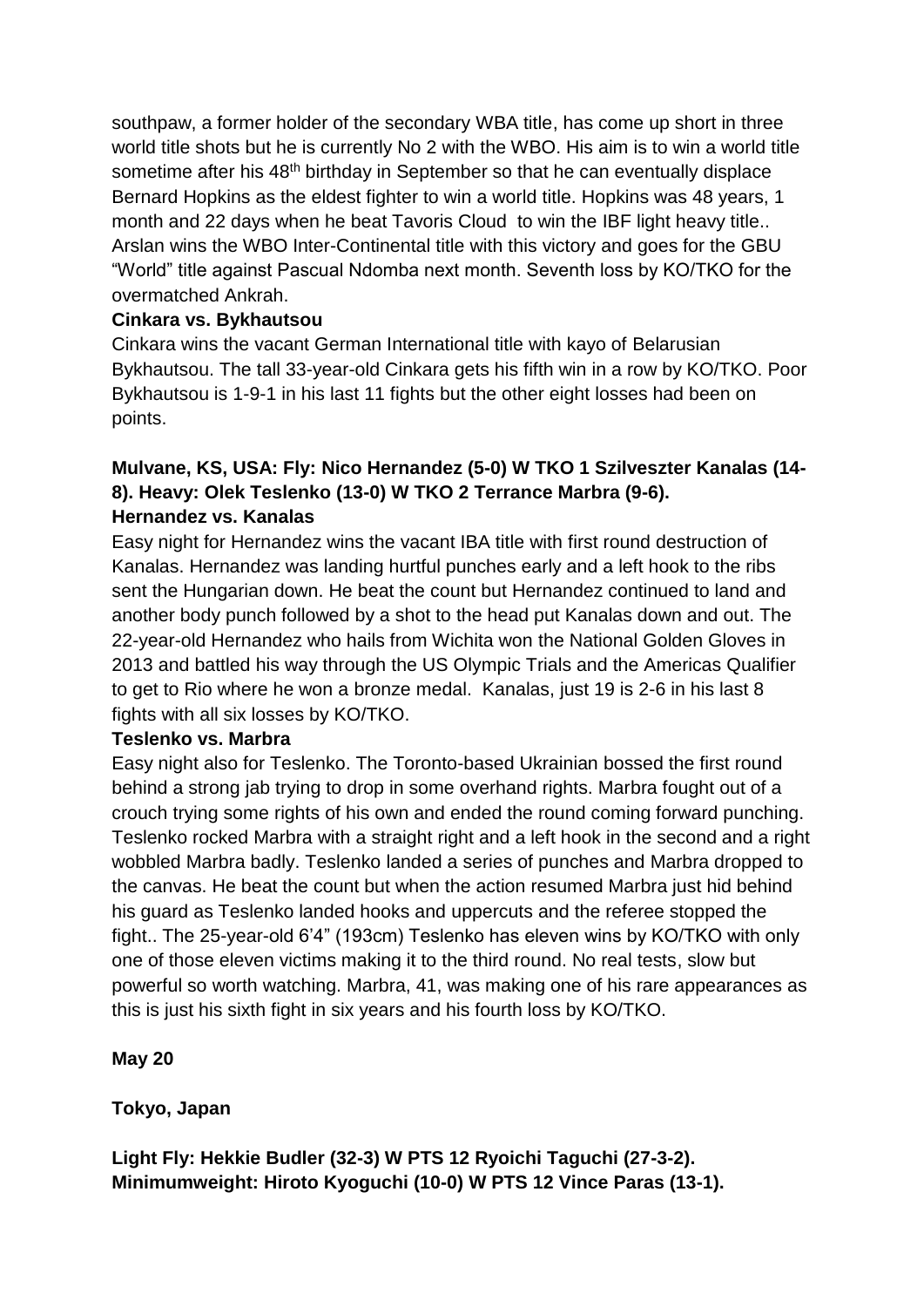southpaw, a former holder of the secondary WBA title, has come up short in three world title shots but he is currently No 2 with the WBO. His aim is to win a world title sometime after his 48th birthday in September so that he can eventually displace Bernard Hopkins as the eldest fighter to win a world title. Hopkins was 48 years, 1 month and 22 days when he beat Tavoris Cloud to win the IBF light heavy title.. Arslan wins the WBO Inter-Continental title with this victory and goes for the GBU "World" title against Pascual Ndomba next month. Seventh loss by KO/TKO for the overmatched Ankrah.

**Cinkara vs. Bykhautsou**

Cinkara wins the vacant German International title with kayo of Belarusian Bykhautsou. The tall 33-year-old Cinkara gets his fifth win in a row by KO/TKO. Poor Bykhautsou is 1-9-1 in his last 11 fights but the other eight losses had been on points.

**Mulvane, KS, USA: Fly: Nico Hernandez (5-0) W TKO 1 Szilveszter Kanalas (14-8). Heavy: Olek Teslenko (13-0) W TKO 2 Terrance Marbra (9-6).**

**Hernandez vs. Kanalas**

Easy night for Hernandez wins the vacant IBA title with first round destruction of Kanalas. Hernandez was landing hurtful punches early and a left hook to the ribs sent the Hungarian down. He beat the count but Hernandez continued to land and another body punch followed by a shot to the head put Kanalas down and out. The 22-year-old Hernandez who hails from Wichita won the National Golden Gloves in 2013 and battled his way through the US Olympic Trials and the Americas Qualifier to get to Rio where he won a bronze medal. Kanalas, just 19 is 2-6 in his last 8 fights with all six losses by KO/TKO.

**Teslenko vs. Marbra**

Easy night also for Teslenko. The Toronto-based Ukrainian bossed the first round behind a strong jab trying to drop in some overhand rights. Marbra fought out of a crouch trying some rights of his own and ended the round coming forward punching. Teslenko rocked Marbra with a straight right and a left hook in the second and a right wobbled Marbra badly. Teslenko landed a series of punches and Marbra dropped to the canvas. He beat the count but when the action resumed Marbra just hid behind his guard as Teslenko landed hooks and uppercuts and the referee stopped the fight.. The 25-year-old 6'4" (193cm) Teslenko has eleven wins by KO/TKO with only one of those eleven victims making it to the third round. No real tests, slow but powerful so worth watching. Marbra, 41, was making one of his rare appearances as this is just his sixth fight in six years and his fourth loss by KO/TKO.

**May 20**

**Tokyo, Japan**

**Light Fly: Hekkie Budler (32-3) W PTS 12 Ryoichi Taguchi (27-3-2). Minimumweight: Hiroto Kyoguchi (10-0) W PTS 12 Vince Paras (13-1).**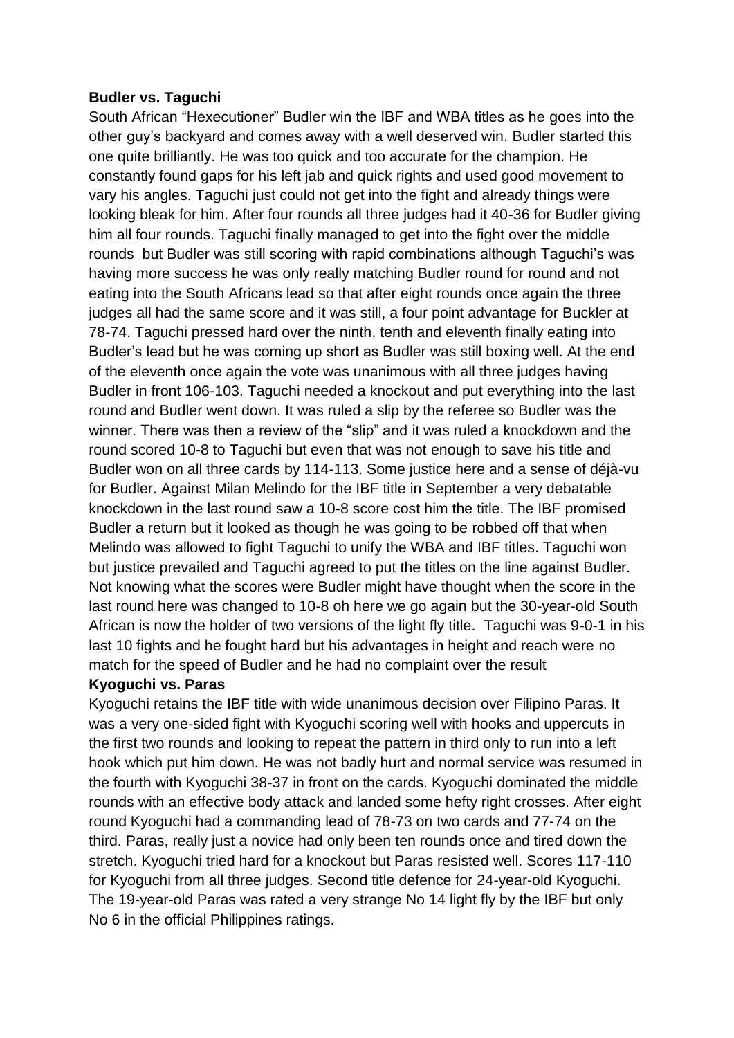**Budler vs. Taguchi**

South African "Hexecutioner" Budler win the IBF and WBA titles as he goes into the other guy's backyard and comes away with a well deserved win. Budler started this one quite brilliantly. He was too quick and too accurate for the champion. He constantly found gaps for his left jab and quick rights and used good movement to vary his angles. Taguchi just could not get into the fight and already things were looking bleak for him. After four rounds all three judges had it 40-36 for Budler giving him all four rounds. Taguchi finally managed to get into the fight over the middle rounds but Budler was still scoring with rapid combinations although Taguchi's was having more success he was only really matching Budler round for round and not eating into the South Africans lead so that after eight rounds once again the three judges all had the same score and it was still, a four point advantage for Buckler at 78-74. Taguchi pressed hard over the ninth, tenth and eleventh finally eating into Budler's lead but he was coming up short as Budler was still boxing well. At the end of the eleventh once again the vote was unanimous with all three judges having Budler in front 106-103. Taguchi needed a knockout and put everything into the last round and Budler went down. It was ruled a slip by the referee so Budler was the winner. There was then a review of the "slip" and it was ruled a knockdown and the round scored 10-8 to Taguchi but even that was not enough to save his title and Budler won on all three cards by 114-113. Some justice here and a sense of déjà-vu for Budler. Against Milan Melindo for the IBF title in September a very debatable knockdown in the last round saw a 10-8 score cost him the title. The IBF promised Budler a return but it looked as though he was going to be robbed off that when Melindo was allowed to fight Taguchi to unify the WBA and IBF titles. Taguchi won but justice prevailed and Taguchi agreed to put the titles on the line against Budler. Not knowing what the scores were Budler might have thought when the score in the last round here was changed to 10-8 oh here we go again but the 30-year-old South African is now the holder of two versions of the light fly title. Taguchi was 9-0-1 in his last 10 fights and he fought hard but his advantages in height and reach were no match for the speed of Budler and he had no complaint over the result

**Kyoguchi vs. Paras**

Kyoguchi retains the IBF title with wide unanimous decision over Filipino Paras. It was a very one-sided fight with Kyoguchi scoring well with hooks and uppercuts in the first two rounds and looking to repeat the pattern in third only to run into a left hook which put him down. He was not badly hurt and normal service was resumed in the fourth with Kyoguchi 38-37 in front on the cards. Kyoguchi dominated the middle rounds with an effective body attack and landed some hefty right crosses. After eight round Kyoguchi had a commanding lead of 78-73 on two cards and 77-74 on the third. Paras, really just a novice had only been ten rounds once and tired down the stretch. Kyoguchi tried hard for a knockout but Paras resisted well. Scores 117-110 for Kyoguchi from all three judges. Second title defence for 24-year-old Kyoguchi. The 19-year-old Paras was rated a very strange No 14 light fly by the IBF but only No 6 in the official Philippines ratings.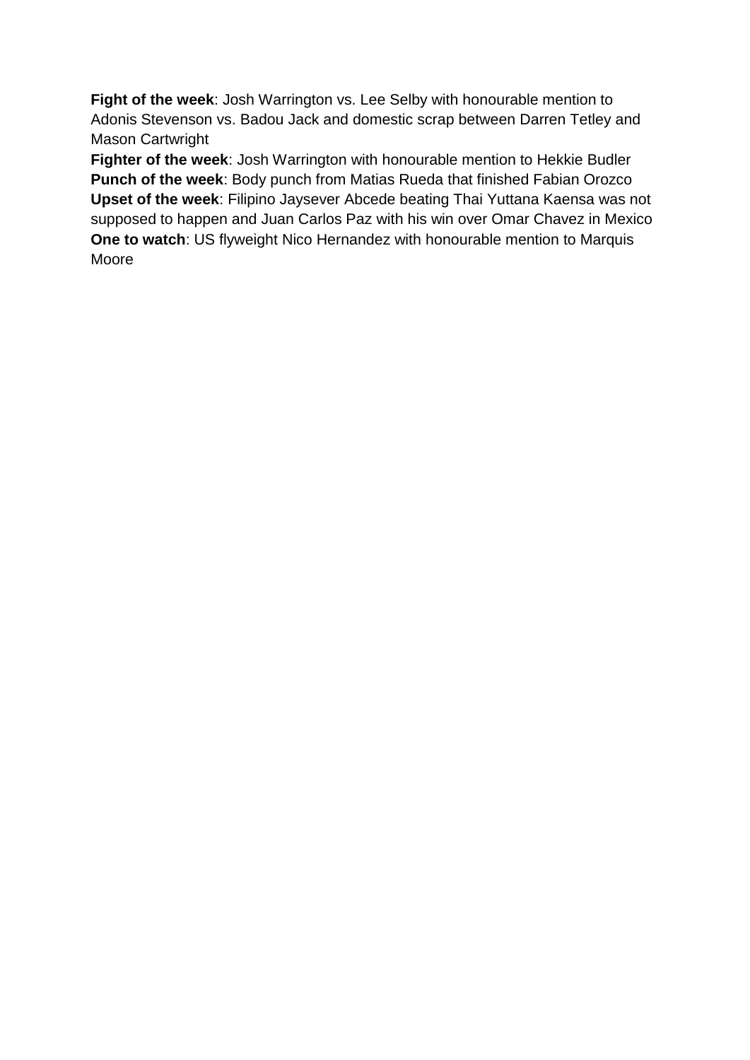**Fight of the week**: Josh Warrington vs. Lee Selby with honourable mention to Adonis Stevenson vs. Badou Jack and domestic scrap between Darren Tetley and Mason Cartwright

**Fighter of the week**: Josh Warrington with honourable mention to Hekkie Budler

**Punch of the week**: Body punch from Matias Rueda that finished Fabian Orozco

**Upset of the week**: Filipino Jaysever Abcede beating Thai Yuttana Kaensa was not supposed to happen and Juan Carlos Paz with his win over Omar Chavez in Mexico

**One to watch**: US flyweight Nico Hernandez with honourable mention to Marquis Moore